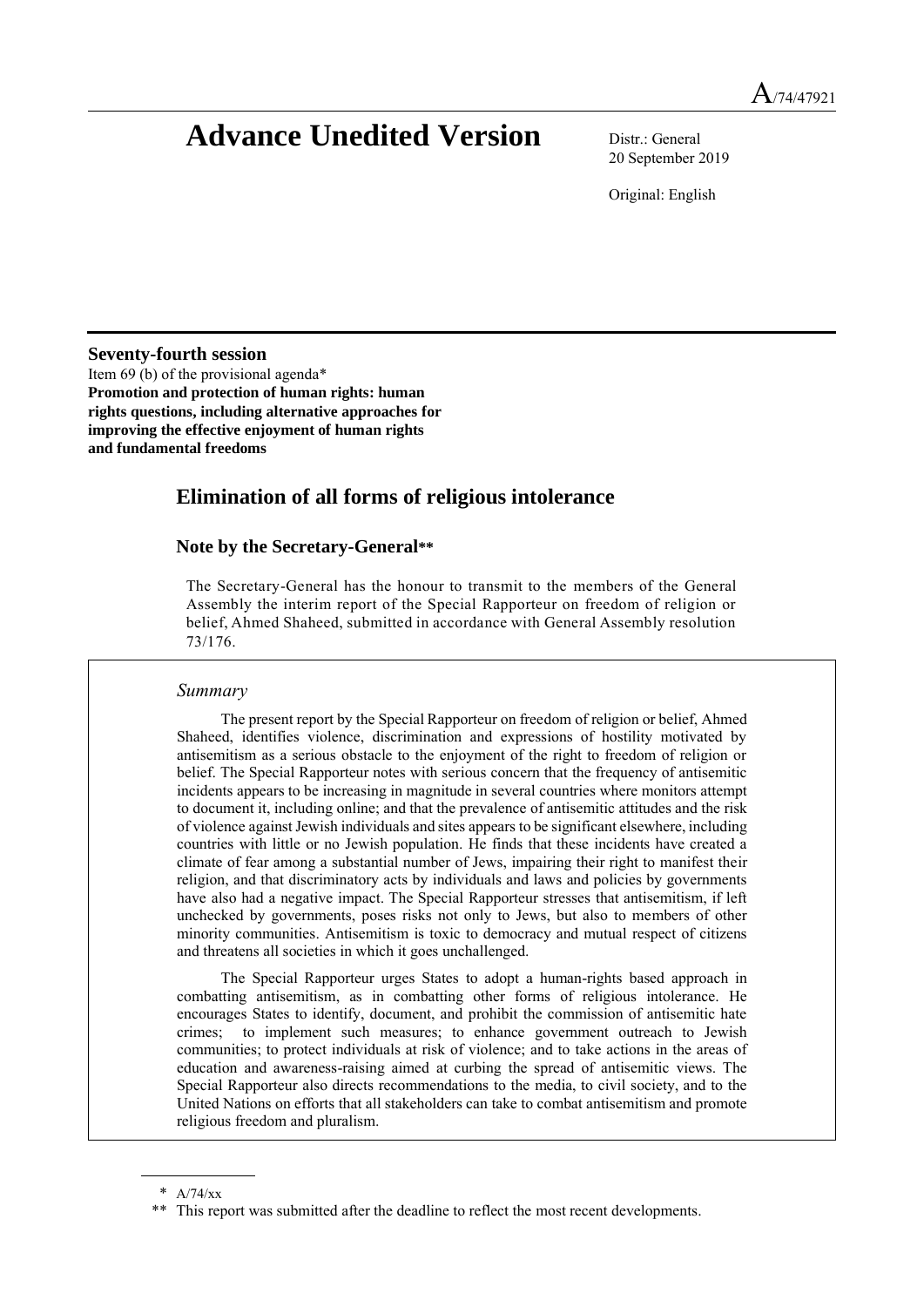A/74/47921

# Advance Unedited Version

Distr.: General
20 September 2019

Original: English

**Seventy-fourth session**
Item 69 (b) of the provisional agenda*
**Promotion and protection of human rights: human rights questions, including alternative approaches for improving the effective enjoyment of human rights and fundamental freedoms**

## Elimination of all forms of religious intolerance

### Note by the Secretary-General**

The Secretary-General has the honour to transmit to the members of the General Assembly the interim report of the Special Rapporteur on freedom of religion or belief, Ahmed Shaheed, submitted in accordance with General Assembly resolution 73/176.

*Summary*

The present report by the Special Rapporteur on freedom of religion or belief, Ahmed Shaheed, identifies violence, discrimination and expressions of hostility motivated by antisemitism as a serious obstacle to the enjoyment of the right to freedom of religion or belief. The Special Rapporteur notes with serious concern that the frequency of antisemitic incidents appears to be increasing in magnitude in several countries where monitors attempt to document it, including online; and that the prevalence of antisemitic attitudes and the risk of violence against Jewish individuals and sites appears to be significant elsewhere, including countries with little or no Jewish population. He finds that these incidents have created a climate of fear among a substantial number of Jews, impairing their right to manifest their religion, and that discriminatory acts by individuals and laws and policies by governments have also had a negative impact. The Special Rapporteur stresses that antisemitism, if left unchecked by governments, poses risks not only to Jews, but also to members of other minority communities. Antisemitism is toxic to democracy and mutual respect of citizens and threatens all societies in which it goes unchallenged.

The Special Rapporteur urges States to adopt a human-rights based approach in combatting antisemitism, as in combatting other forms of religious intolerance. He encourages States to identify, document, and prohibit the commission of antisemitic hate crimes; to implement such measures; to enhance government outreach to Jewish communities; to protect individuals at risk of violence; and to take actions in the areas of education and awareness-raising aimed at curbing the spread of antisemitic views. The Special Rapporteur also directs recommendations to the media, to civil society, and to the United Nations on efforts that all stakeholders can take to combat antisemitism and promote religious freedom and pluralism.

\* A/74/xx

\** This report was submitted after the deadline to reflect the most recent developments.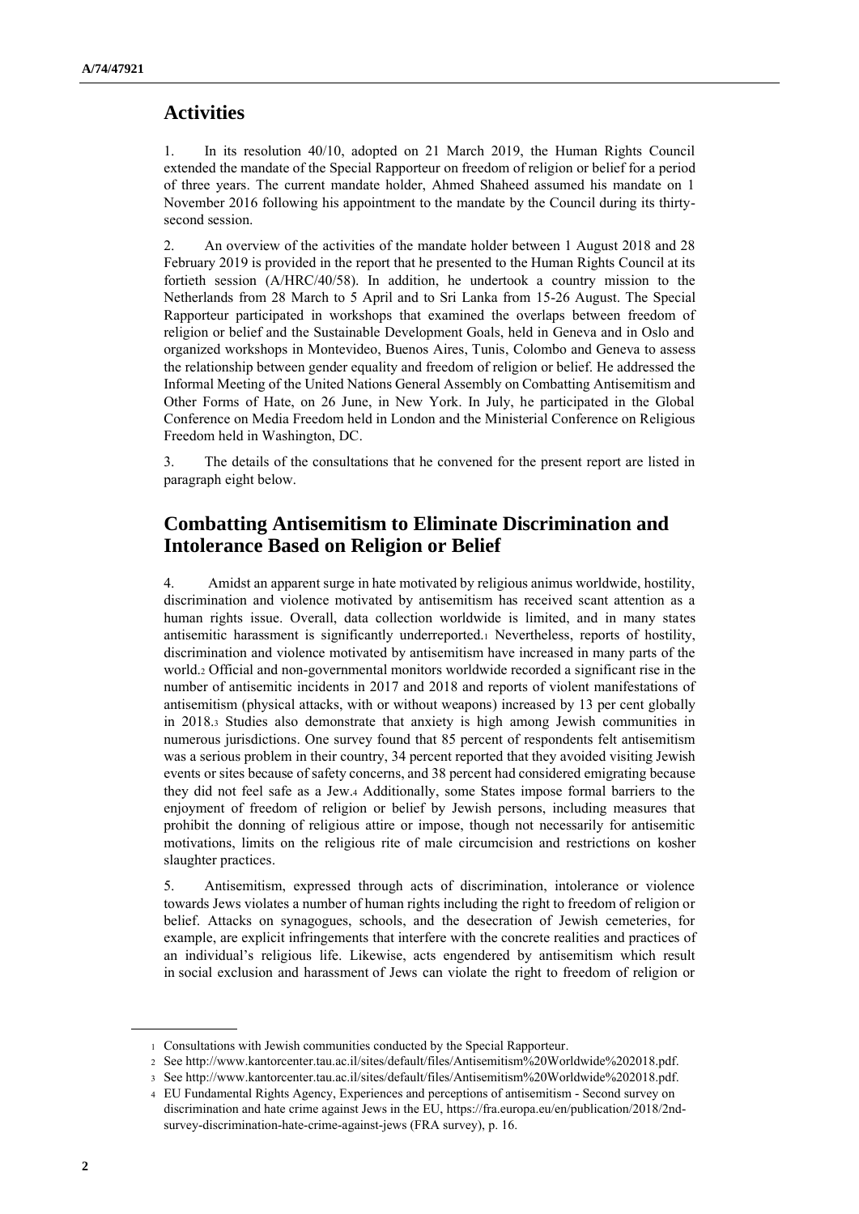## Activities

1. In its resolution 40/10, adopted on 21 March 2019, the Human Rights Council extended the mandate of the Special Rapporteur on freedom of religion or belief for a period of three years. The current mandate holder, Ahmed Shaheed assumed his mandate on 1 November 2016 following his appointment to the mandate by the Council during its thirty-second session.

2. An overview of the activities of the mandate holder between 1 August 2018 and 28 February 2019 is provided in the report that he presented to the Human Rights Council at its fortieth session (A/HRC/40/58). In addition, he undertook a country mission to the Netherlands from 28 March to 5 April and to Sri Lanka from 15-26 August. The Special Rapporteur participated in workshops that examined the overlaps between freedom of religion or belief and the Sustainable Development Goals, held in Geneva and in Oslo and organized workshops in Montevideo, Buenos Aires, Tunis, Colombo and Geneva to assess the relationship between gender equality and freedom of religion or belief. He addressed the Informal Meeting of the United Nations General Assembly on Combatting Antisemitism and Other Forms of Hate, on 26 June, in New York. In July, he participated in the Global Conference on Media Freedom held in London and the Ministerial Conference on Religious Freedom held in Washington, DC.

3. The details of the consultations that he convened for the present report are listed in paragraph eight below.

## Combatting Antisemitism to Eliminate Discrimination and Intolerance Based on Religion or Belief

4. Amidst an apparent surge in hate motivated by religious animus worldwide, hostility, discrimination and violence motivated by antisemitism has received scant attention as a human rights issue. Overall, data collection worldwide is limited, and in many states antisemitic harassment is significantly underreported.[1] Nevertheless, reports of hostility, discrimination and violence motivated by antisemitism have increased in many parts of the world.[2] Official and non-governmental monitors worldwide recorded a significant rise in the number of antisemitic incidents in 2017 and 2018 and reports of violent manifestations of antisemitism (physical attacks, with or without weapons) increased by 13 per cent globally in 2018.[3] Studies also demonstrate that anxiety is high among Jewish communities in numerous jurisdictions. One survey found that 85 percent of respondents felt antisemitism was a serious problem in their country, 34 percent reported that they avoided visiting Jewish events or sites because of safety concerns, and 38 percent had considered emigrating because they did not feel safe as a Jew.[4] Additionally, some States impose formal barriers to the enjoyment of freedom of religion or belief by Jewish persons, including measures that prohibit the donning of religious attire or impose, though not necessarily for antisemitic motivations, limits on the religious rite of male circumcision and restrictions on kosher slaughter practices.

5. Antisemitism, expressed through acts of discrimination, intolerance or violence towards Jews violates a number of human rights including the right to freedom of religion or belief. Attacks on synagogues, schools, and the desecration of Jewish cemeteries, for example, are explicit infringements that interfere with the concrete realities and practices of an individual's religious life. Likewise, acts engendered by antisemitism which result in social exclusion and harassment of Jews can violate the right to freedom of religion or

---

[1] Consultations with Jewish communities conducted by the Special Rapporteur.

[2] See http://www.kantorcenter.tau.ac.il/sites/default/files/Antisemitism%20Worldwide%202018.pdf.

[3] See http://www.kantorcenter.tau.ac.il/sites/default/files/Antisemitism%20Worldwide%202018.pdf.

[4] EU Fundamental Rights Agency, Experiences and perceptions of antisemitism - Second survey on discrimination and hate crime against Jews in the EU, https://fra.europa.eu/en/publication/2018/2nd-survey-discrimination-hate-crime-against-jews (FRA survey), p. 16.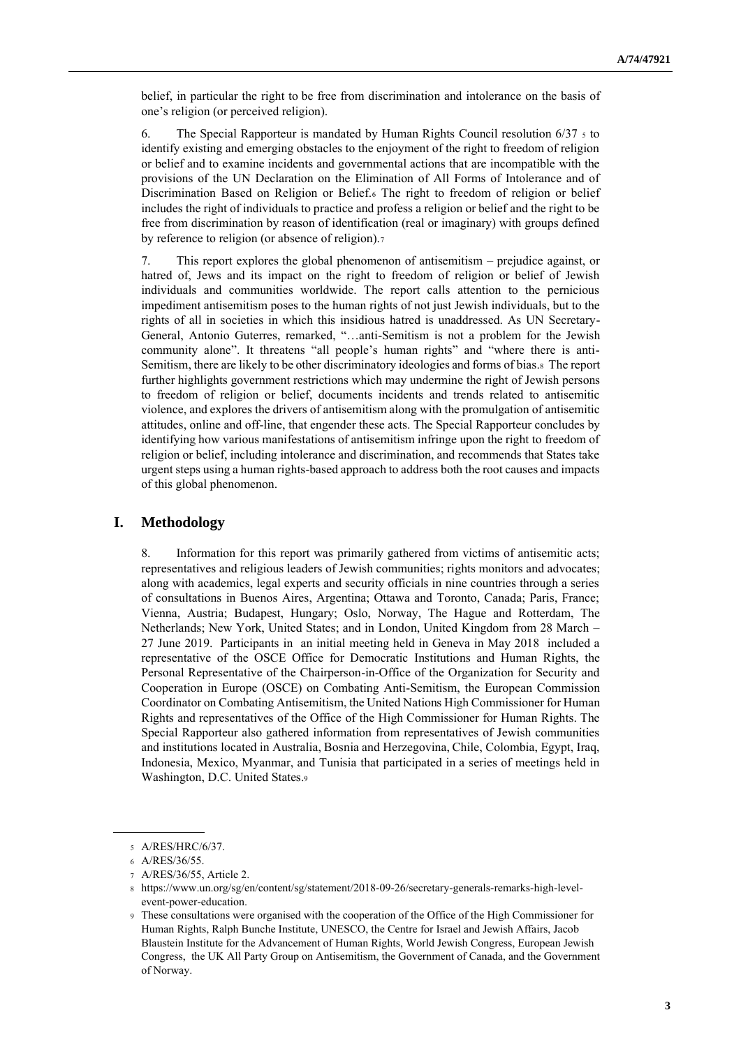belief, in particular the right to be free from discrimination and intolerance on the basis of one's religion (or perceived religion).

6. The Special Rapporteur is mandated by Human Rights Council resolution 6/37 [5] to identify existing and emerging obstacles to the enjoyment of the right to freedom of religion or belief and to examine incidents and governmental actions that are incompatible with the provisions of the UN Declaration on the Elimination of All Forms of Intolerance and of Discrimination Based on Religion or Belief.[6] The right to freedom of religion or belief includes the right of individuals to practice and profess a religion or belief and the right to be free from discrimination by reason of identification (real or imaginary) with groups defined by reference to religion (or absence of religion).[7]

7. This report explores the global phenomenon of antisemitism – prejudice against, or hatred of, Jews and its impact on the right to freedom of religion or belief of Jewish individuals and communities worldwide. The report calls attention to the pernicious impediment antisemitism poses to the human rights of not just Jewish individuals, but to the rights of all in societies in which this insidious hatred is unaddressed. As UN Secretary-General, Antonio Guterres, remarked, "…anti-Semitism is not a problem for the Jewish community alone". It threatens "all people's human rights" and "where there is anti-Semitism, there are likely to be other discriminatory ideologies and forms of bias.[8] The report further highlights government restrictions which may undermine the right of Jewish persons to freedom of religion or belief, documents incidents and trends related to antisemitic violence, and explores the drivers of antisemitism along with the promulgation of antisemitic attitudes, online and off-line, that engender these acts. The Special Rapporteur concludes by identifying how various manifestations of antisemitism infringe upon the right to freedom of religion or belief, including intolerance and discrimination, and recommends that States take urgent steps using a human rights-based approach to address both the root causes and impacts of this global phenomenon.

## I. Methodology

8. Information for this report was primarily gathered from victims of antisemitic acts; representatives and religious leaders of Jewish communities; rights monitors and advocates; along with academics, legal experts and security officials in nine countries through a series of consultations in Buenos Aires, Argentina; Ottawa and Toronto, Canada; Paris, France; Vienna, Austria; Budapest, Hungary; Oslo, Norway, The Hague and Rotterdam, The Netherlands; New York, United States; and in London, United Kingdom from 28 March – 27 June 2019. Participants in an initial meeting held in Geneva in May 2018 included a representative of the OSCE Office for Democratic Institutions and Human Rights, the Personal Representative of the Chairperson-in-Office of the Organization for Security and Cooperation in Europe (OSCE) on Combating Anti-Semitism, the European Commission Coordinator on Combating Antisemitism, the United Nations High Commissioner for Human Rights and representatives of the Office of the High Commissioner for Human Rights. The Special Rapporteur also gathered information from representatives of Jewish communities and institutions located in Australia, Bosnia and Herzegovina, Chile, Colombia, Egypt, Iraq, Indonesia, Mexico, Myanmar, and Tunisia that participated in a series of meetings held in Washington, D.C. United States.[9]

---

[5] A/RES/HRC/6/37.

[6] A/RES/36/55.

[7] A/RES/36/55, Article 2.

[8] https://www.un.org/sg/en/content/sg/statement/2018-09-26/secretary-generals-remarks-high-level-event-power-education.

[9] These consultations were organised with the cooperation of the Office of the High Commissioner for Human Rights, Ralph Bunche Institute, UNESCO, the Centre for Israel and Jewish Affairs, Jacob Blaustein Institute for the Advancement of Human Rights, World Jewish Congress, European Jewish Congress, the UK All Party Group on Antisemitism, the Government of Canada, and the Government of Norway.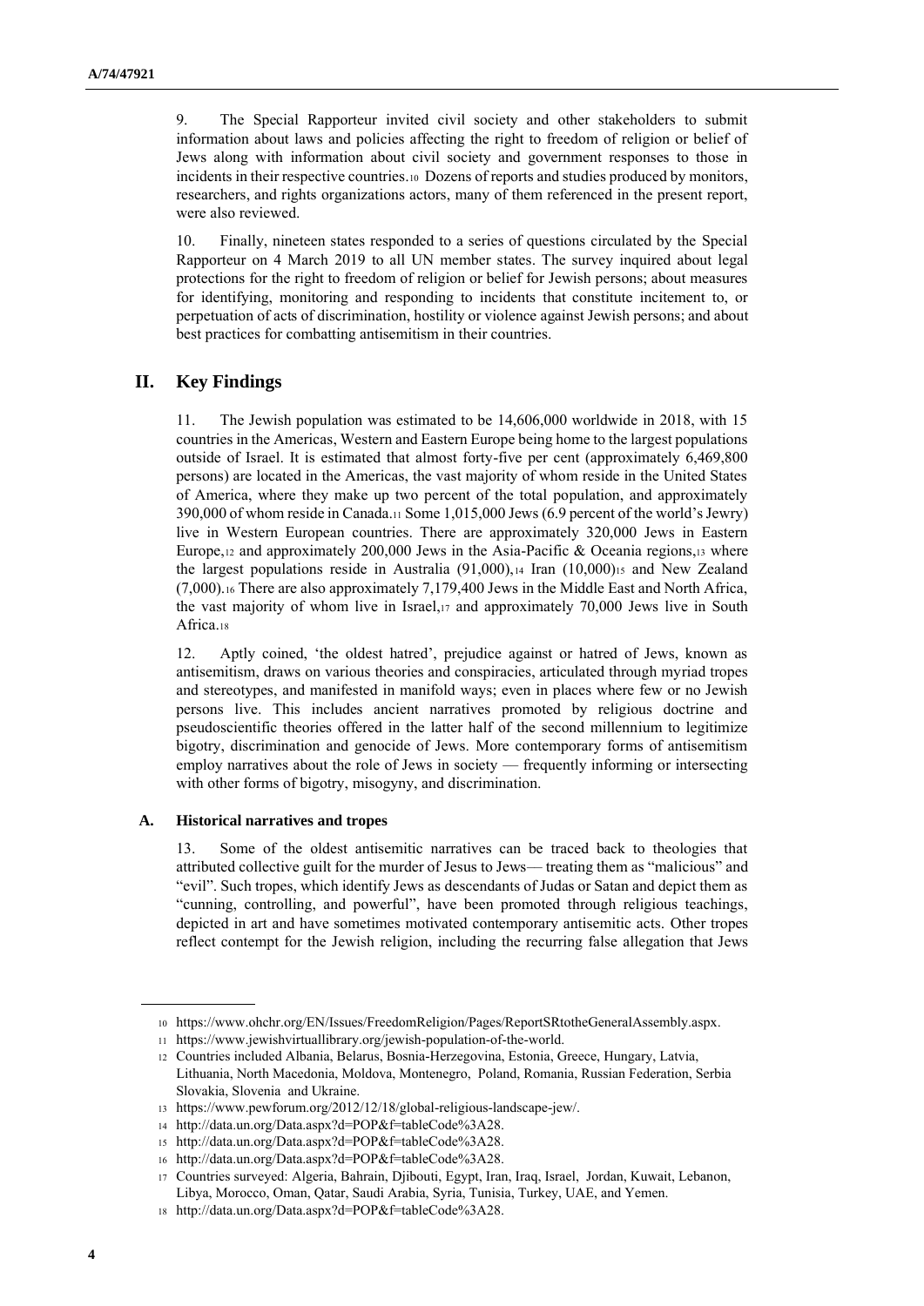9. The Special Rapporteur invited civil society and other stakeholders to submit information about laws and policies affecting the right to freedom of religion or belief of Jews along with information about civil society and government responses to those in incidents in their respective countries.[10] Dozens of reports and studies produced by monitors, researchers, and rights organizations actors, many of them referenced in the present report, were also reviewed.

10. Finally, nineteen states responded to a series of questions circulated by the Special Rapporteur on 4 March 2019 to all UN member states. The survey inquired about legal protections for the right to freedom of religion or belief for Jewish persons; about measures for identifying, monitoring and responding to incidents that constitute incitement to, or perpetuation of acts of discrimination, hostility or violence against Jewish persons; and about best practices for combatting antisemitism in their countries.

## II. Key Findings

11. The Jewish population was estimated to be 14,606,000 worldwide in 2018, with 15 countries in the Americas, Western and Eastern Europe being home to the largest populations outside of Israel. It is estimated that almost forty-five per cent (approximately 6,469,800 persons) are located in the Americas, the vast majority of whom reside in the United States of America, where they make up two percent of the total population, and approximately 390,000 of whom reside in Canada.[11] Some 1,015,000 Jews (6.9 percent of the world's Jewry) live in Western European countries. There are approximately 320,000 Jews in Eastern Europe,[12] and approximately 200,000 Jews in the Asia-Pacific & Oceania regions,[13] where the largest populations reside in Australia (91,000),[14] Iran (10,000)[15] and New Zealand (7,000).[16] There are also approximately 7,179,400 Jews in the Middle East and North Africa, the vast majority of whom live in Israel,[17] and approximately 70,000 Jews live in South Africa.[18]

12. Aptly coined, 'the oldest hatred', prejudice against or hatred of Jews, known as antisemitism, draws on various theories and conspiracies, articulated through myriad tropes and stereotypes, and manifested in manifold ways; even in places where few or no Jewish persons live. This includes ancient narratives promoted by religious doctrine and pseudoscientific theories offered in the latter half of the second millennium to legitimize bigotry, discrimination and genocide of Jews. More contemporary forms of antisemitism employ narratives about the role of Jews in society — frequently informing or intersecting with other forms of bigotry, misogyny, and discrimination.

### A. Historical narratives and tropes

13. Some of the oldest antisemitic narratives can be traced back to theologies that attributed collective guilt for the murder of Jesus to Jews— treating them as "malicious" and "evil". Such tropes, which identify Jews as descendants of Judas or Satan and depict them as "cunning, controlling, and powerful", have been promoted through religious teachings, depicted in art and have sometimes motivated contemporary antisemitic acts. Other tropes reflect contempt for the Jewish religion, including the recurring false allegation that Jews

---

[10] https://www.ohchr.org/EN/Issues/FreedomReligion/Pages/ReportSRtotheGeneralAssembly.aspx.

[11] https://www.jewishvirtuallibrary.org/jewish-population-of-the-world.

[12] Countries included Albania, Belarus, Bosnia-Herzegovina, Estonia, Greece, Hungary, Latvia, Lithuania, North Macedonia, Moldova, Montenegro, Poland, Romania, Russian Federation, Serbia Slovakia, Slovenia and Ukraine.

[13] https://www.pewforum.org/2012/12/18/global-religious-landscape-jew/.

[14] http://data.un.org/Data.aspx?d=POP&f=tableCode%3A28.

[15] http://data.un.org/Data.aspx?d=POP&f=tableCode%3A28.

[16] http://data.un.org/Data.aspx?d=POP&f=tableCode%3A28.

[17] Countries surveyed: Algeria, Bahrain, Djibouti, Egypt, Iran, Iraq, Israel, Jordan, Kuwait, Lebanon, Libya, Morocco, Oman, Qatar, Saudi Arabia, Syria, Tunisia, Turkey, UAE, and Yemen.

[18] http://data.un.org/Data.aspx?d=POP&f=tableCode%3A28.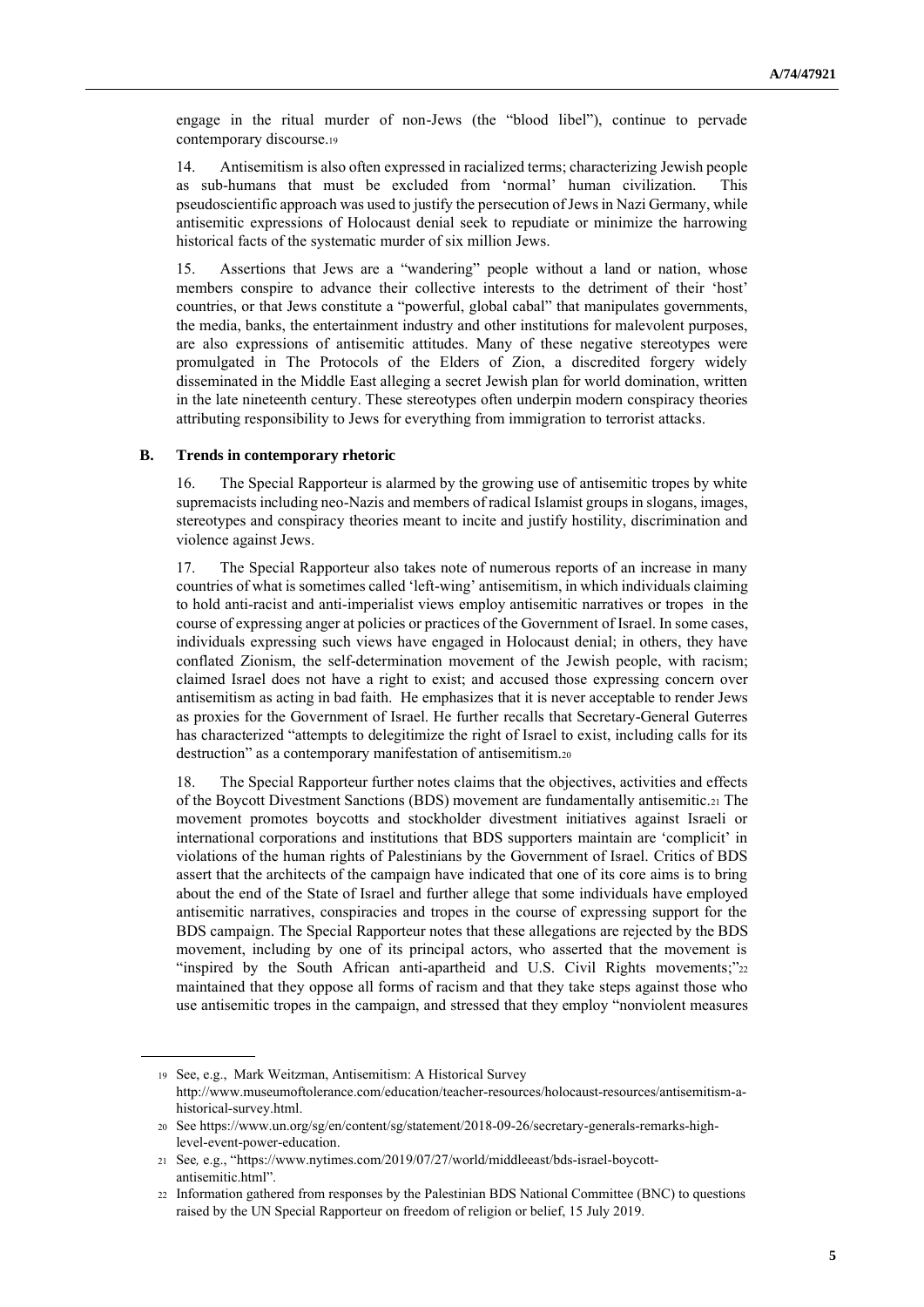engage in the ritual murder of non-Jews (the "blood libel"), continue to pervade contemporary discourse.[19]

14. Antisemitism is also often expressed in racialized terms; characterizing Jewish people as sub-humans that must be excluded from 'normal' human civilization. This pseudoscientific approach was used to justify the persecution of Jews in Nazi Germany, while antisemitic expressions of Holocaust denial seek to repudiate or minimize the harrowing historical facts of the systematic murder of six million Jews.

15. Assertions that Jews are a "wandering" people without a land or nation, whose members conspire to advance their collective interests to the detriment of their 'host' countries, or that Jews constitute a "powerful, global cabal" that manipulates governments, the media, banks, the entertainment industry and other institutions for malevolent purposes, are also expressions of antisemitic attitudes. Many of these negative stereotypes were promulgated in The Protocols of the Elders of Zion, a discredited forgery widely disseminated in the Middle East alleging a secret Jewish plan for world domination, written in the late nineteenth century. These stereotypes often underpin modern conspiracy theories attributing responsibility to Jews for everything from immigration to terrorist attacks.

### B. Trends in contemporary rhetoric

16. The Special Rapporteur is alarmed by the growing use of antisemitic tropes by white supremacists including neo-Nazis and members of radical Islamist groups in slogans, images, stereotypes and conspiracy theories meant to incite and justify hostility, discrimination and violence against Jews.

17. The Special Rapporteur also takes note of numerous reports of an increase in many countries of what is sometimes called 'left-wing' antisemitism, in which individuals claiming to hold anti-racist and anti-imperialist views employ antisemitic narratives or tropes in the course of expressing anger at policies or practices of the Government of Israel. In some cases, individuals expressing such views have engaged in Holocaust denial; in others, they have conflated Zionism, the self-determination movement of the Jewish people, with racism; claimed Israel does not have a right to exist; and accused those expressing concern over antisemitism as acting in bad faith. He emphasizes that it is never acceptable to render Jews as proxies for the Government of Israel. He further recalls that Secretary-General Guterres has characterized "attempts to delegitimize the right of Israel to exist, including calls for its destruction" as a contemporary manifestation of antisemitism.[20]

18. The Special Rapporteur further notes claims that the objectives, activities and effects of the Boycott Divestment Sanctions (BDS) movement are fundamentally antisemitic.[21] The movement promotes boycotts and stockholder divestment initiatives against Israeli or international corporations and institutions that BDS supporters maintain are 'complicit' in violations of the human rights of Palestinians by the Government of Israel. Critics of BDS assert that the architects of the campaign have indicated that one of its core aims is to bring about the end of the State of Israel and further allege that some individuals have employed antisemitic narratives, conspiracies and tropes in the course of expressing support for the BDS campaign. The Special Rapporteur notes that these allegations are rejected by the BDS movement, including by one of its principal actors, who asserted that the movement is "inspired by the South African anti-apartheid and U.S. Civil Rights movements;"[22] maintained that they oppose all forms of racism and that they take steps against those who use antisemitic tropes in the campaign, and stressed that they employ "nonviolent measures

---

[19] See, e.g., Mark Weitzman, Antisemitism: A Historical Survey http://www.museumoftolerance.com/education/teacher-resources/holocaust-resources/antisemitism-a-historical-survey.html.

[20] See https://www.un.org/sg/en/content/sg/statement/2018-09-26/secretary-generals-remarks-high-level-event-power-education.

[21] See, e.g., "https://www.nytimes.com/2019/07/27/world/middleeast/bds-israel-boycott-antisemitic.html".

[22] Information gathered from responses by the Palestinian BDS National Committee (BNC) to questions raised by the UN Special Rapporteur on freedom of religion or belief, 15 July 2019.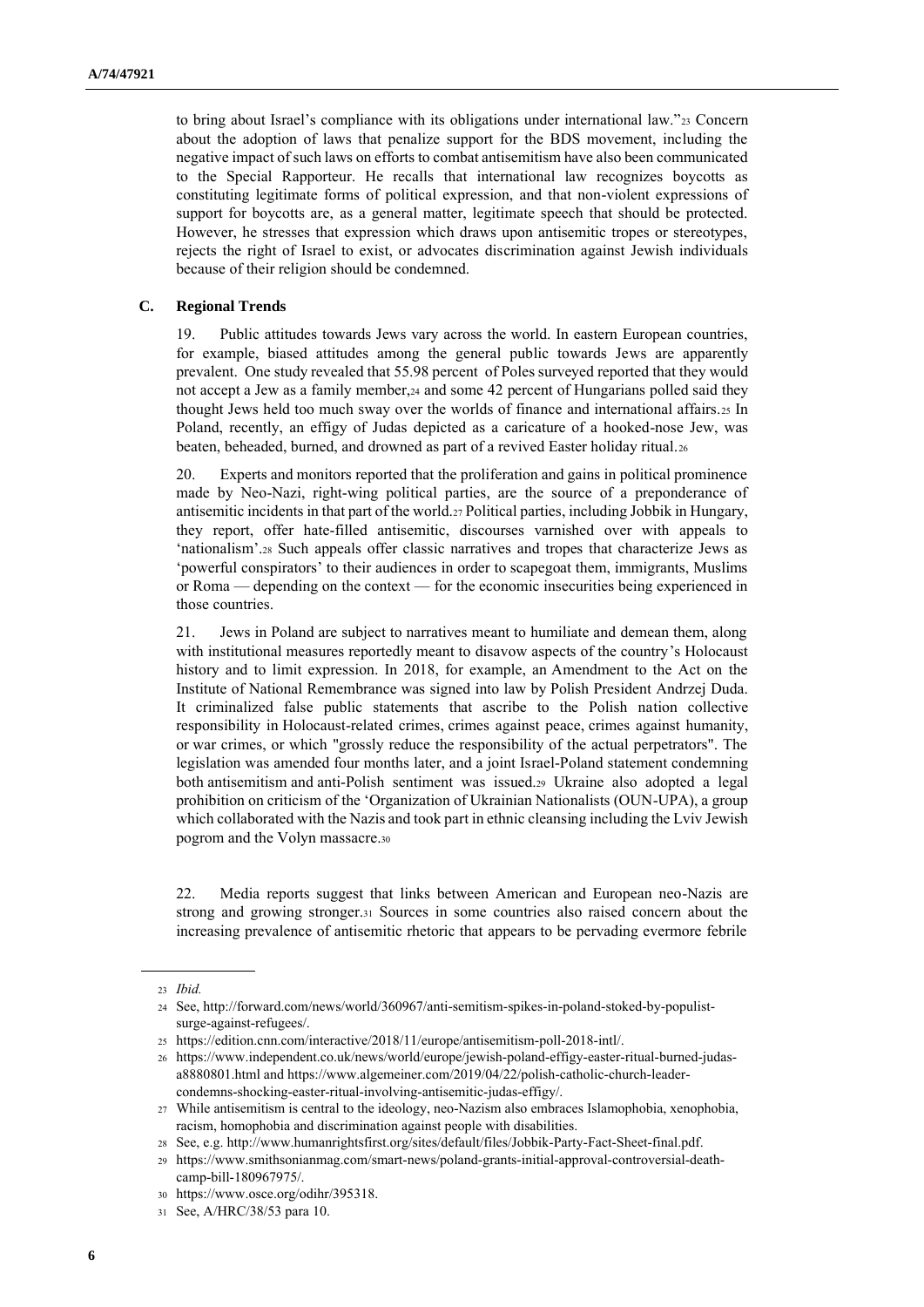to bring about Israel's compliance with its obligations under international law."[23] Concern about the adoption of laws that penalize support for the BDS movement, including the negative impact of such laws on efforts to combat antisemitism have also been communicated to the Special Rapporteur. He recalls that international law recognizes boycotts as constituting legitimate forms of political expression, and that non-violent expressions of support for boycotts are, as a general matter, legitimate speech that should be protected. However, he stresses that expression which draws upon antisemitic tropes or stereotypes, rejects the right of Israel to exist, or advocates discrimination against Jewish individuals because of their religion should be condemned.

### C. Regional Trends

19. Public attitudes towards Jews vary across the world. In eastern European countries, for example, biased attitudes among the general public towards Jews are apparently prevalent. One study revealed that 55.98 percent of Poles surveyed reported that they would not accept a Jew as a family member,[24] and some 42 percent of Hungarians polled said they thought Jews held too much sway over the worlds of finance and international affairs.[25] In Poland, recently, an effigy of Judas depicted as a caricature of a hooked-nose Jew, was beaten, beheaded, burned, and drowned as part of a revived Easter holiday ritual.[26]

20. Experts and monitors reported that the proliferation and gains in political prominence made by Neo-Nazi, right-wing political parties, are the source of a preponderance of antisemitic incidents in that part of the world.[27] Political parties, including Jobbik in Hungary, they report, offer hate-filled antisemitic, discourses varnished over with appeals to 'nationalism'.[28] Such appeals offer classic narratives and tropes that characterize Jews as 'powerful conspirators' to their audiences in order to scapegoat them, immigrants, Muslims or Roma — depending on the context — for the economic insecurities being experienced in those countries.

21. Jews in Poland are subject to narratives meant to humiliate and demean them, along with institutional measures reportedly meant to disavow aspects of the country's Holocaust history and to limit expression. In 2018, for example, an Amendment to the Act on the Institute of National Remembrance was signed into law by Polish President Andrzej Duda. It criminalized false public statements that ascribe to the Polish nation collective responsibility in Holocaust-related crimes, crimes against peace, crimes against humanity, or war crimes, or which "grossly reduce the responsibility of the actual perpetrators". The legislation was amended four months later, and a joint Israel-Poland statement condemning both antisemitism and anti-Polish sentiment was issued.[29] Ukraine also adopted a legal prohibition on criticism of the 'Organization of Ukrainian Nationalists (OUN-UPA), a group which collaborated with the Nazis and took part in ethnic cleansing including the Lviv Jewish pogrom and the Volyn massacre.[30]

22. Media reports suggest that links between American and European neo-Nazis are strong and growing stronger.[31] Sources in some countries also raised concern about the increasing prevalence of antisemitic rhetoric that appears to be pervading evermore febrile

---

[23] *Ibid.*

[24] See, http://forward.com/news/world/360967/anti-semitism-spikes-in-poland-stoked-by-populist-surge-against-refugees/.

[25] https://edition.cnn.com/interactive/2018/11/europe/antisemitism-poll-2018-intl/.

[26] https://www.independent.co.uk/news/world/europe/jewish-poland-effigy-easter-ritual-burned-judas-a8880801.html and https://www.algemeiner.com/2019/04/22/polish-catholic-church-leader-condemns-shocking-easter-ritual-involving-antisemitic-judas-effigy/.

[27] While antisemitism is central to the ideology, neo-Nazism also embraces Islamophobia, xenophobia, racism, homophobia and discrimination against people with disabilities.

[28] See, e.g. http://www.humanrightsfirst.org/sites/default/files/Jobbik-Party-Fact-Sheet-final.pdf.

[29] https://www.smithsonianmag.com/smart-news/poland-grants-initial-approval-controversial-death-camp-bill-180967975/.

[30] https://www.osce.org/odihr/395318.

[31] See, A/HRC/38/53 para 10.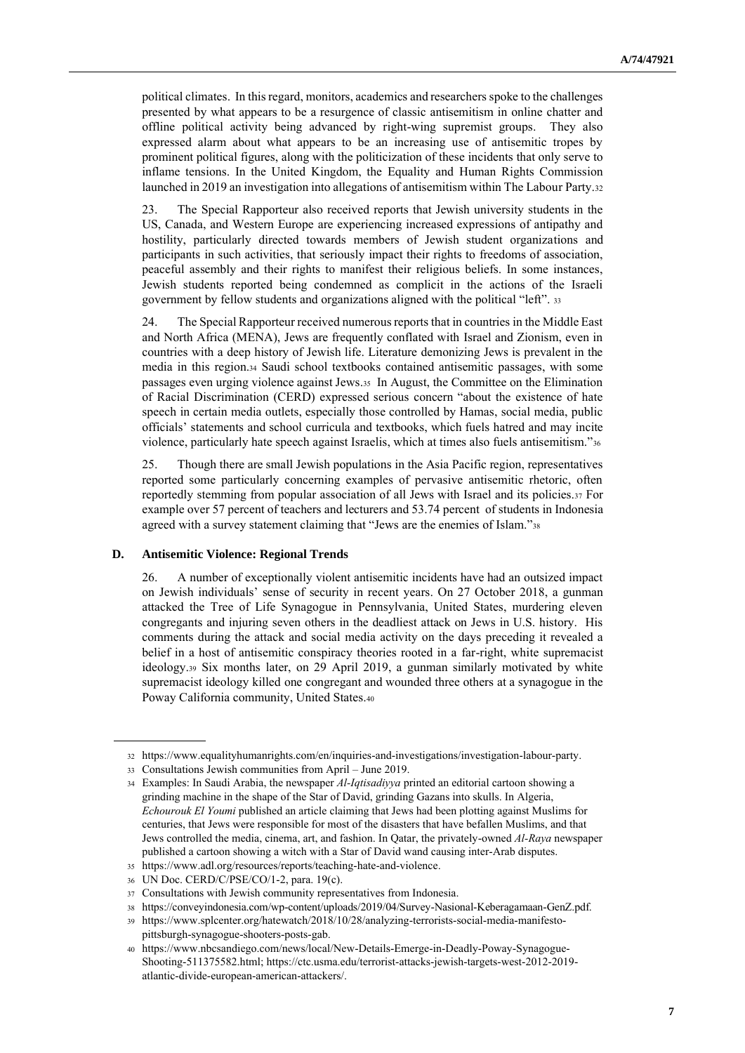political climates. In this regard, monitors, academics and researchers spoke to the challenges presented by what appears to be a resurgence of classic antisemitism in online chatter and offline political activity being advanced by right-wing supremist groups. They also expressed alarm about what appears to be an increasing use of antisemitic tropes by prominent political figures, along with the politicization of these incidents that only serve to inflame tensions. In the United Kingdom, the Equality and Human Rights Commission launched in 2019 an investigation into allegations of antisemitism within The Labour Party.[32]

23. The Special Rapporteur also received reports that Jewish university students in the US, Canada, and Western Europe are experiencing increased expressions of antipathy and hostility, particularly directed towards members of Jewish student organizations and participants in such activities, that seriously impact their rights to freedoms of association, peaceful assembly and their rights to manifest their religious beliefs. In some instances, Jewish students reported being condemned as complicit in the actions of the Israeli government by fellow students and organizations aligned with the political "left". [33]

24. The Special Rapporteur received numerous reports that in countries in the Middle East and North Africa (MENA), Jews are frequently conflated with Israel and Zionism, even in countries with a deep history of Jewish life. Literature demonizing Jews is prevalent in the media in this region.[34] Saudi school textbooks contained antisemitic passages, with some passages even urging violence against Jews.[35] In August, the Committee on the Elimination of Racial Discrimination (CERD) expressed serious concern "about the existence of hate speech in certain media outlets, especially those controlled by Hamas, social media, public officials' statements and school curricula and textbooks, which fuels hatred and may incite violence, particularly hate speech against Israelis, which at times also fuels antisemitism."[36]

25. Though there are small Jewish populations in the Asia Pacific region, representatives reported some particularly concerning examples of pervasive antisemitic rhetoric, often reportedly stemming from popular association of all Jews with Israel and its policies.[37] For example over 57 percent of teachers and lecturers and 53.74 percent of students in Indonesia agreed with a survey statement claiming that "Jews are the enemies of Islam."[38]

### D. Antisemitic Violence: Regional Trends

26. A number of exceptionally violent antisemitic incidents have had an outsized impact on Jewish individuals' sense of security in recent years. On 27 October 2018, a gunman attacked the Tree of Life Synagogue in Pennsylvania, United States, murdering eleven congregants and injuring seven others in the deadliest attack on Jews in U.S. history. His comments during the attack and social media activity on the days preceding it revealed a belief in a host of antisemitic conspiracy theories rooted in a far-right, white supremacist ideology.[39] Six months later, on 29 April 2019, a gunman similarly motivated by white supremacist ideology killed one congregant and wounded three others at a synagogue in the Poway California community, United States.[40]

---

[32] https://www.equalityhumanrights.com/en/inquiries-and-investigations/investigation-labour-party.

[33] Consultations Jewish communities from April – June 2019.

[34] Examples: In Saudi Arabia, the newspaper *Al-Iqtisadiyya* printed an editorial cartoon showing a grinding machine in the shape of the Star of David, grinding Gazans into skulls. In Algeria, *Echourouk El Youmi* published an article claiming that Jews had been plotting against Muslims for centuries, that Jews were responsible for most of the disasters that have befallen Muslims, and that Jews controlled the media, cinema, art, and fashion. In Qatar, the privately-owned *Al-Raya* newspaper published a cartoon showing a witch with a Star of David wand causing inter-Arab disputes.

[35] https://www.adl.org/resources/reports/teaching-hate-and-violence.

[36] UN Doc. CERD/C/PSE/CO/1-2, para. 19(c).

[37] Consultations with Jewish community representatives from Indonesia.

[38] https://conveyindonesia.com/wp-content/uploads/2019/04/Survey-Nasional-Keberagamaan-GenZ.pdf.

[39] https://www.splcenter.org/hatewatch/2018/10/28/analyzing-terrorists-social-media-manifesto-pittsburgh-synagogue-shooters-posts-gab.

[40] https://www.nbcsandiego.com/news/local/New-Details-Emerge-in-Deadly-Poway-Synagogue-Shooting-511375582.html; https://ctc.usma.edu/terrorist-attacks-jewish-targets-west-2012-2019-atlantic-divide-european-american-attackers/.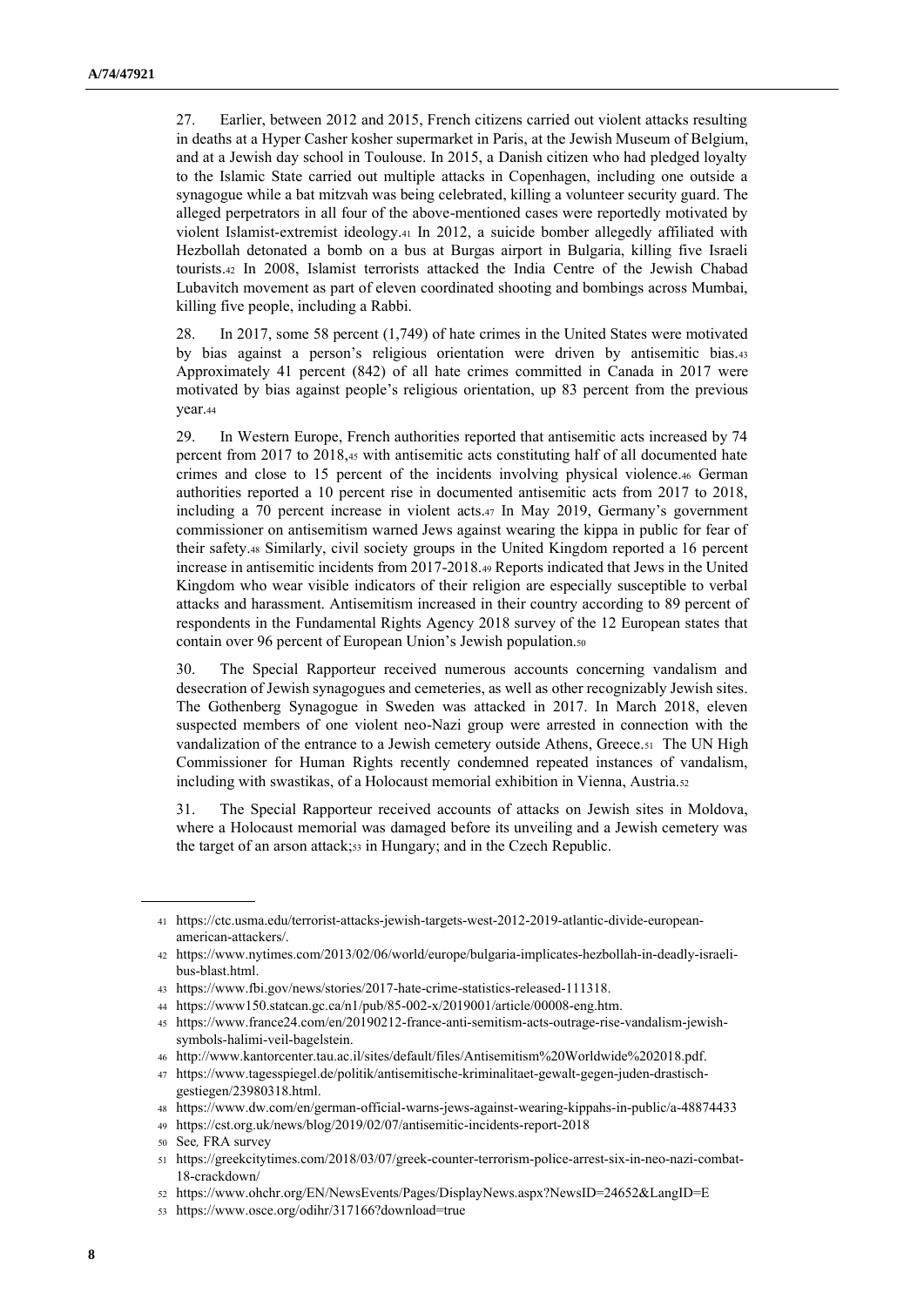27. Earlier, between 2012 and 2015, French citizens carried out violent attacks resulting in deaths at a Hyper Casher kosher supermarket in Paris, at the Jewish Museum of Belgium, and at a Jewish day school in Toulouse. In 2015, a Danish citizen who had pledged loyalty to the Islamic State carried out multiple attacks in Copenhagen, including one outside a synagogue while a bat mitzvah was being celebrated, killing a volunteer security guard. The alleged perpetrators in all four of the above-mentioned cases were reportedly motivated by violent Islamist-extremist ideology.[41] In 2012, a suicide bomber allegedly affiliated with Hezbollah detonated a bomb on a bus at Burgas airport in Bulgaria, killing five Israeli tourists.[42] In 2008, Islamist terrorists attacked the India Centre of the Jewish Chabad Lubavitch movement as part of eleven coordinated shooting and bombings across Mumbai, killing five people, including a Rabbi.

28. In 2017, some 58 percent (1,749) of hate crimes in the United States were motivated by bias against a person's religious orientation were driven by antisemitic bias.[43] Approximately 41 percent (842) of all hate crimes committed in Canada in 2017 were motivated by bias against people's religious orientation, up 83 percent from the previous year.[44]

29. In Western Europe, French authorities reported that antisemitic acts increased by 74 percent from 2017 to 2018,[45] with antisemitic acts constituting half of all documented hate crimes and close to 15 percent of the incidents involving physical violence.[46] German authorities reported a 10 percent rise in documented antisemitic acts from 2017 to 2018, including a 70 percent increase in violent acts.[47] In May 2019, Germany's government commissioner on antisemitism warned Jews against wearing the kippa in public for fear of their safety.[48] Similarly, civil society groups in the United Kingdom reported a 16 percent increase in antisemitic incidents from 2017-2018.[49] Reports indicated that Jews in the United Kingdom who wear visible indicators of their religion are especially susceptible to verbal attacks and harassment. Antisemitism increased in their country according to 89 percent of respondents in the Fundamental Rights Agency 2018 survey of the 12 European states that contain over 96 percent of European Union's Jewish population.[50]

30. The Special Rapporteur received numerous accounts concerning vandalism and desecration of Jewish synagogues and cemeteries, as well as other recognizably Jewish sites. The Gothenberg Synagogue in Sweden was attacked in 2017. In March 2018, eleven suspected members of one violent neo-Nazi group were arrested in connection with the vandalization of the entrance to a Jewish cemetery outside Athens, Greece.[51] The UN High Commissioner for Human Rights recently condemned repeated instances of vandalism, including with swastikas, of a Holocaust memorial exhibition in Vienna, Austria.[52]

31. The Special Rapporteur received accounts of attacks on Jewish sites in Moldova, where a Holocaust memorial was damaged before its unveiling and a Jewish cemetery was the target of an arson attack;[53] in Hungary; and in the Czech Republic.

---

[41] https://ctc.usma.edu/terrorist-attacks-jewish-targets-west-2012-2019-atlantic-divide-european-american-attackers/.

[42] https://www.nytimes.com/2013/02/06/world/europe/bulgaria-implicates-hezbollah-in-deadly-israeli-bus-blast.html.

[43] https://www.fbi.gov/news/stories/2017-hate-crime-statistics-released-111318.

[44] https://www150.statcan.gc.ca/n1/pub/85-002-x/2019001/article/00008-eng.htm.

[45] https://www.france24.com/en/20190212-france-anti-semitism-acts-outrage-rise-vandalism-jewish-symbols-halimi-veil-bagelstein.

[46] http://www.kantorcenter.tau.ac.il/sites/default/files/Antisemitism%20Worldwide%202018.pdf.

[47] https://www.tagesspiegel.de/politik/antisemitische-kriminalitaet-gewalt-gegen-juden-drastisch-gestiegen/23980318.html.

[48] https://www.dw.com/en/german-official-warns-jews-against-wearing-kippahs-in-public/a-48874433

[49] https://cst.org.uk/news/blog/2019/02/07/antisemitic-incidents-report-2018

[50] See, FRA survey

[51] https://greekcitytimes.com/2018/03/07/greek-counter-terrorism-police-arrest-six-in-neo-nazi-combat-18-crackdown/

[52] https://www.ohchr.org/EN/NewsEvents/Pages/DisplayNews.aspx?NewsID=24652&LangID=E

[53] https://www.osce.org/odihr/317166?download=true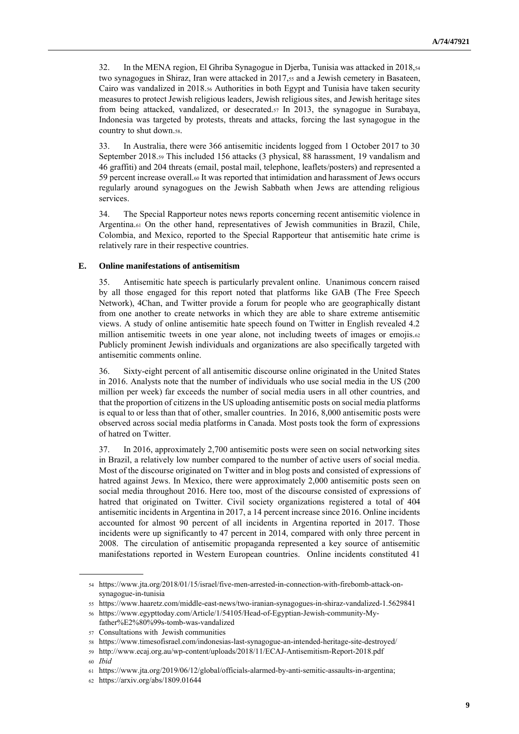32. In the MENA region, El Ghriba Synagogue in Djerba, Tunisia was attacked in 2018,[54] two synagogues in Shiraz, Iran were attacked in 2017,[55] and a Jewish cemetery in Basateen, Cairo was vandalized in 2018.[56] Authorities in both Egypt and Tunisia have taken security measures to protect Jewish religious leaders, Jewish religious sites, and Jewish heritage sites from being attacked, vandalized, or desecrated.[57] In 2013, the synagogue in Surabaya, Indonesia was targeted by protests, threats and attacks, forcing the last synagogue in the country to shut down.[58].

33. In Australia, there were 366 antisemitic incidents logged from 1 October 2017 to 30 September 2018.[59] This included 156 attacks (3 physical, 88 harassment, 19 vandalism and 46 graffiti) and 204 threats (email, postal mail, telephone, leaflets/posters) and represented a 59 percent increase overall.[60] It was reported that intimidation and harassment of Jews occurs regularly around synagogues on the Jewish Sabbath when Jews are attending religious services.

34. The Special Rapporteur notes news reports concerning recent antisemitic violence in Argentina.[61] On the other hand, representatives of Jewish communities in Brazil, Chile, Colombia, and Mexico, reported to the Special Rapporteur that antisemitic hate crime is relatively rare in their respective countries.

### E. Online manifestations of antisemitism

35. Antisemitic hate speech is particularly prevalent online. Unanimous concern raised by all those engaged for this report noted that platforms like GAB (The Free Speech Network), 4Chan, and Twitter provide a forum for people who are geographically distant from one another to create networks in which they are able to share extreme antisemitic views. A study of online antisemitic hate speech found on Twitter in English revealed 4.2 million antisemitic tweets in one year alone, not including tweets of images or emojis.[62] Publicly prominent Jewish individuals and organizations are also specifically targeted with antisemitic comments online.

36. Sixty-eight percent of all antisemitic discourse online originated in the United States in 2016. Analysts note that the number of individuals who use social media in the US (200 million per week) far exceeds the number of social media users in all other countries, and that the proportion of citizens in the US uploading antisemitic posts on social media platforms is equal to or less than that of other, smaller countries. In 2016, 8,000 antisemitic posts were observed across social media platforms in Canada. Most posts took the form of expressions of hatred on Twitter.

37. In 2016, approximately 2,700 antisemitic posts were seen on social networking sites in Brazil, a relatively low number compared to the number of active users of social media. Most of the discourse originated on Twitter and in blog posts and consisted of expressions of hatred against Jews. In Mexico, there were approximately 2,000 antisemitic posts seen on social media throughout 2016. Here too, most of the discourse consisted of expressions of hatred that originated on Twitter. Civil society organizations registered a total of 404 antisemitic incidents in Argentina in 2017, a 14 percent increase since 2016. Online incidents accounted for almost 90 percent of all incidents in Argentina reported in 2017. Those incidents were up significantly to 47 percent in 2014, compared with only three percent in 2008. The circulation of antisemitic propaganda represented a key source of antisemitic manifestations reported in Western European countries. Online incidents constituted 41

---

[54] https://www.jta.org/2018/01/15/israel/five-men-arrested-in-connection-with-firebomb-attack-on-synagogue-in-tunisia

[55] https://www.haaretz.com/middle-east-news/two-iranian-synagogues-in-shiraz-vandalized-1.5629841

[56] https://www.egypttoday.com/Article/1/54105/Head-of-Egyptian-Jewish-community-My-father%E2%80%99s-tomb-was-vandalized

[57] Consultations with Jewish communities

[58] https://www.timesofisrael.com/indonesias-last-synagogue-an-intended-heritage-site-destroyed/

[59] http://www.ecaj.org.au/wp-content/uploads/2018/11/ECAJ-Antisemitism-Report-2018.pdf

[60] *Ibid*

[61] https://www.jta.org/2019/06/12/global/officials-alarmed-by-anti-semitic-assaults-in-argentina;

[62] https://arxiv.org/abs/1809.01644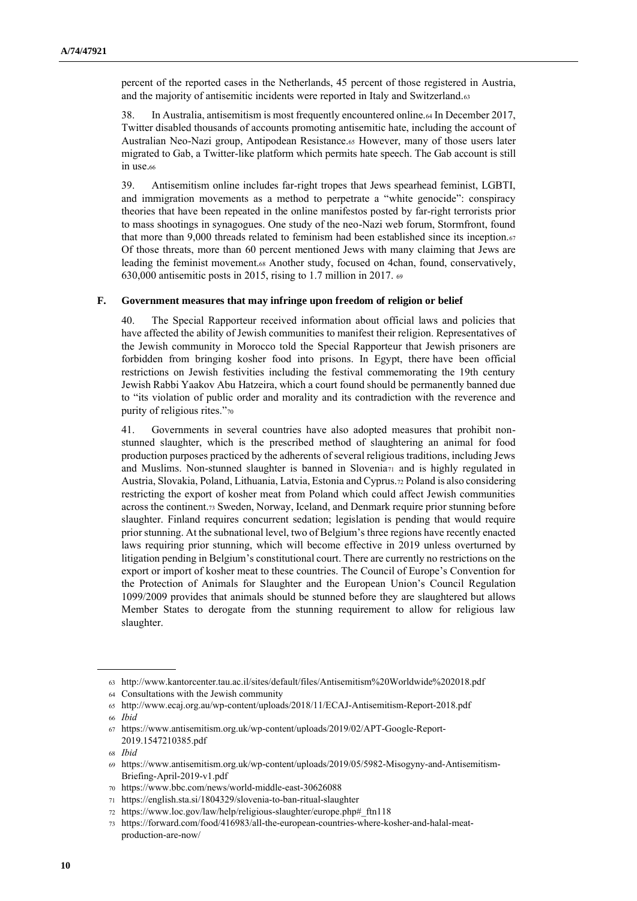percent of the reported cases in the Netherlands, 45 percent of those registered in Austria, and the majority of antisemitic incidents were reported in Italy and Switzerland.[63]

38. In Australia, antisemitism is most frequently encountered online.[64] In December 2017, Twitter disabled thousands of accounts promoting antisemitic hate, including the account of Australian Neo-Nazi group, Antipodean Resistance.[65] However, many of those users later migrated to Gab, a Twitter-like platform which permits hate speech. The Gab account is still in use.[66]

39. Antisemitism online includes far-right tropes that Jews spearhead feminist, LGBTI, and immigration movements as a method to perpetrate a "white genocide": conspiracy theories that have been repeated in the online manifestos posted by far-right terrorists prior to mass shootings in synagogues. One study of the neo-Nazi web forum, Stormfront, found that more than 9,000 threads related to feminism had been established since its inception.[67] Of those threats, more than 60 percent mentioned Jews with many claiming that Jews are leading the feminist movement.[68] Another study, focused on 4chan, found, conservatively, 630,000 antisemitic posts in 2015, rising to 1.7 million in 2017. [69]

### F. Government measures that may infringe upon freedom of religion or belief

40. The Special Rapporteur received information about official laws and policies that have affected the ability of Jewish communities to manifest their religion. Representatives of the Jewish community in Morocco told the Special Rapporteur that Jewish prisoners are forbidden from bringing kosher food into prisons. In Egypt, there have been official restrictions on Jewish festivities including the festival commemorating the 19th century Jewish Rabbi Yaakov Abu Hatzeira, which a court found should be permanently banned due to "its violation of public order and morality and its contradiction with the reverence and purity of religious rites."[70]

41. Governments in several countries have also adopted measures that prohibit non-stunned slaughter, which is the prescribed method of slaughtering an animal for food production purposes practiced by the adherents of several religious traditions, including Jews and Muslims. Non-stunned slaughter is banned in Slovenia[71] and is highly regulated in Austria, Slovakia, Poland, Lithuania, Latvia, Estonia and Cyprus.[72] Poland is also considering restricting the export of kosher meat from Poland which could affect Jewish communities across the continent.[73] Sweden, Norway, Iceland, and Denmark require prior stunning before slaughter. Finland requires concurrent sedation; legislation is pending that would require prior stunning. At the subnational level, two of Belgium's three regions have recently enacted laws requiring prior stunning, which will become effective in 2019 unless overturned by litigation pending in Belgium's constitutional court. There are currently no restrictions on the export or import of kosher meat to these countries. The Council of Europe's Convention for the Protection of Animals for Slaughter and the European Union's Council Regulation 1099/2009 provides that animals should be stunned before they are slaughtered but allows Member States to derogate from the stunning requirement to allow for religious law slaughter.

---

[63] http://www.kantorcenter.tau.ac.il/sites/default/files/Antisemitism%20Worldwide%202018.pdf

[64] Consultations with the Jewish community

[65] http://www.ecaj.org.au/wp-content/uploads/2018/11/ECAJ-Antisemitism-Report-2018.pdf

[66] *Ibid*

[67] https://www.antisemitism.org.uk/wp-content/uploads/2019/02/APT-Google-Report-2019.1547210385.pdf

[68] *Ibid*

[69] https://www.antisemitism.org.uk/wp-content/uploads/2019/05/5982-Misogyny-and-Antisemitism-Briefing-April-2019-v1.pdf

[70] https://www.bbc.com/news/world-middle-east-30626088

[71] https://english.sta.si/1804329/slovenia-to-ban-ritual-slaughter

[72] https://www.loc.gov/law/help/religious-slaughter/europe.php#_ftn118

[73] https://forward.com/food/416983/all-the-european-countries-where-kosher-and-halal-meat-production-are-now/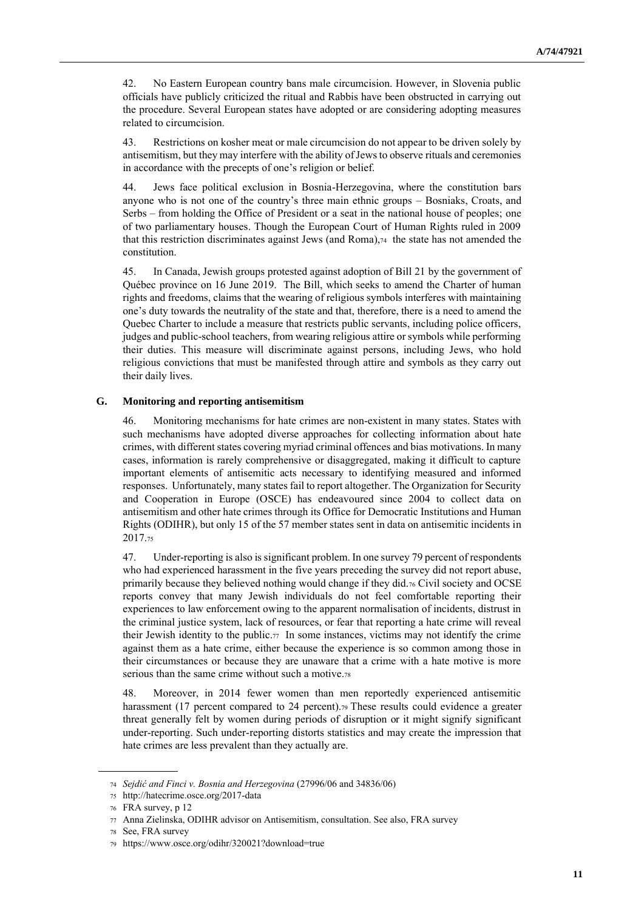42. No Eastern European country bans male circumcision. However, in Slovenia public officials have publicly criticized the ritual and Rabbis have been obstructed in carrying out the procedure. Several European states have adopted or are considering adopting measures related to circumcision.

43. Restrictions on kosher meat or male circumcision do not appear to be driven solely by antisemitism, but they may interfere with the ability of Jews to observe rituals and ceremonies in accordance with the precepts of one's religion or belief.

44. Jews face political exclusion in Bosnia-Herzegovina, where the constitution bars anyone who is not one of the country's three main ethnic groups – Bosniaks, Croats, and Serbs – from holding the Office of President or a seat in the national house of peoples; one of two parliamentary houses. Though the European Court of Human Rights ruled in 2009 that this restriction discriminates against Jews (and Roma),[74] the state has not amended the constitution.

45. In Canada, Jewish groups protested against adoption of Bill 21 by the government of Québec province on 16 June 2019. The Bill, which seeks to amend the Charter of human rights and freedoms, claims that the wearing of religious symbols interferes with maintaining one's duty towards the neutrality of the state and that, therefore, there is a need to amend the Quebec Charter to include a measure that restricts public servants, including police officers, judges and public-school teachers, from wearing religious attire or symbols while performing their duties. This measure will discriminate against persons, including Jews, who hold religious convictions that must be manifested through attire and symbols as they carry out their daily lives.

## G. Monitoring and reporting antisemitism

46. Monitoring mechanisms for hate crimes are non-existent in many states. States with such mechanisms have adopted diverse approaches for collecting information about hate crimes, with different states covering myriad criminal offences and bias motivations. In many cases, information is rarely comprehensive or disaggregated, making it difficult to capture important elements of antisemitic acts necessary to identifying measured and informed responses. Unfortunately, many states fail to report altogether. The Organization for Security and Cooperation in Europe (OSCE) has endeavoured since 2004 to collect data on antisemitism and other hate crimes through its Office for Democratic Institutions and Human Rights (ODIHR), but only 15 of the 57 member states sent in data on antisemitic incidents in 2017.[75]

47. Under-reporting is also is significant problem. In one survey 79 percent of respondents who had experienced harassment in the five years preceding the survey did not report abuse, primarily because they believed nothing would change if they did.[76] Civil society and OCSE reports convey that many Jewish individuals do not feel comfortable reporting their experiences to law enforcement owing to the apparent normalisation of incidents, distrust in the criminal justice system, lack of resources, or fear that reporting a hate crime will reveal their Jewish identity to the public.[77] In some instances, victims may not identify the crime against them as a hate crime, either because the experience is so common among those in their circumstances or because they are unaware that a crime with a hate motive is more serious than the same crime without such a motive.[78]

48. Moreover, in 2014 fewer women than men reportedly experienced antisemitic harassment (17 percent compared to 24 percent).[79] These results could evidence a greater threat generally felt by women during periods of disruption or it might signify significant under-reporting. Such under-reporting distorts statistics and may create the impression that hate crimes are less prevalent than they actually are.

---

[74] *Sejdić and Finci v. Bosnia and Herzegovina* (27996/06 and 34836/06)

[75] http://hatecrime.osce.org/2017-data

[76] FRA survey, p 12

[77] Anna Zielinska, ODIHR advisor on Antisemitism, consultation. See also, FRA survey

[78] See, FRA survey

[79] https://www.osce.org/odihr/320021?download=true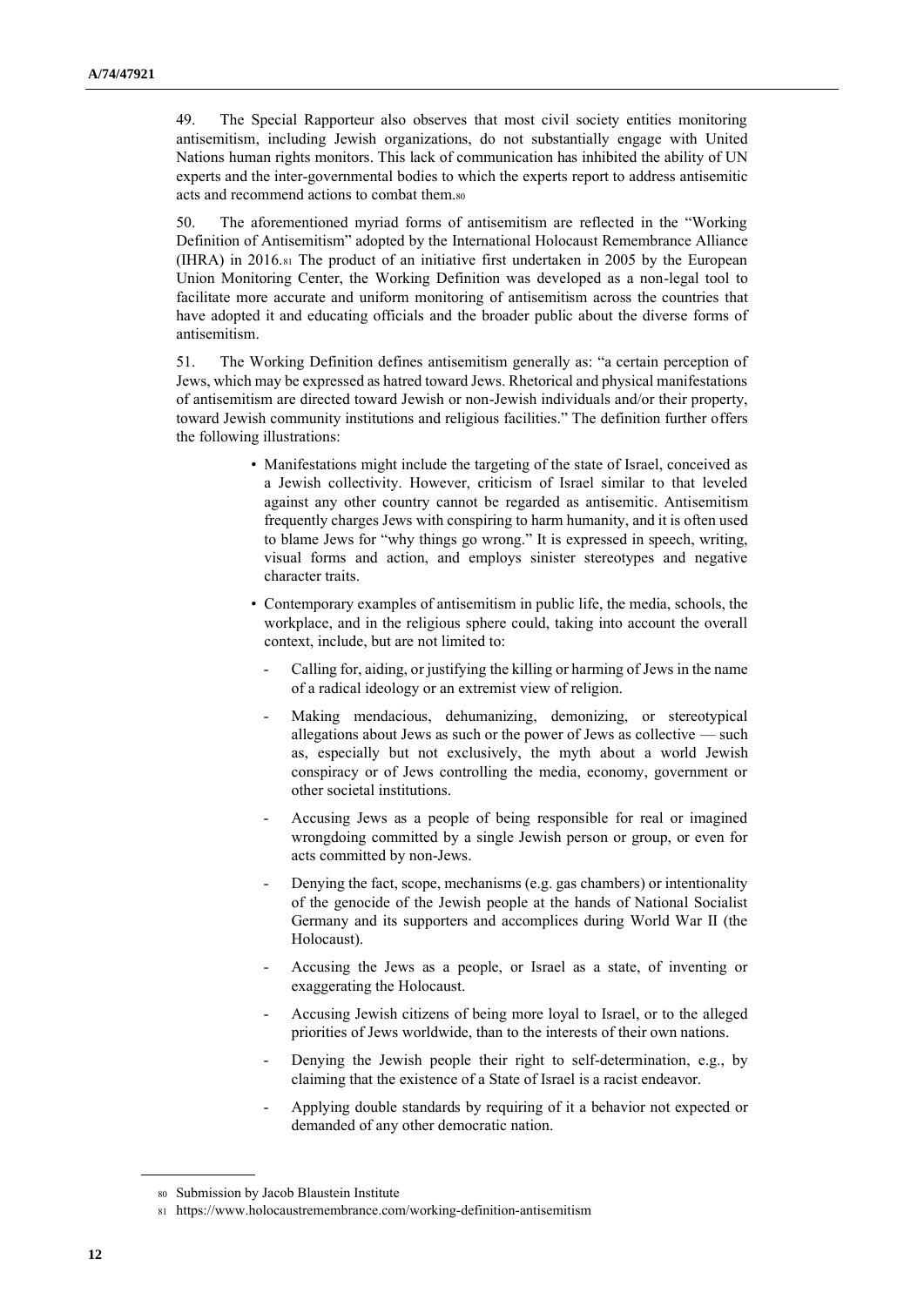49. The Special Rapporteur also observes that most civil society entities monitoring antisemitism, including Jewish organizations, do not substantially engage with United Nations human rights monitors. This lack of communication has inhibited the ability of UN experts and the inter-governmental bodies to which the experts report to address antisemitic acts and recommend actions to combat them.[80]

50. The aforementioned myriad forms of antisemitism are reflected in the "Working Definition of Antisemitism" adopted by the International Holocaust Remembrance Alliance (IHRA) in 2016.[81] The product of an initiative first undertaken in 2005 by the European Union Monitoring Center, the Working Definition was developed as a non-legal tool to facilitate more accurate and uniform monitoring of antisemitism across the countries that have adopted it and educating officials and the broader public about the diverse forms of antisemitism.

51. The Working Definition defines antisemitism generally as: "a certain perception of Jews, which may be expressed as hatred toward Jews. Rhetorical and physical manifestations of antisemitism are directed toward Jewish or non-Jewish individuals and/or their property, toward Jewish community institutions and religious facilities." The definition further offers the following illustrations:

- Manifestations might include the targeting of the state of Israel, conceived as a Jewish collectivity. However, criticism of Israel similar to that leveled against any other country cannot be regarded as antisemitic. Antisemitism frequently charges Jews with conspiring to harm humanity, and it is often used to blame Jews for "why things go wrong." It is expressed in speech, writing, visual forms and action, and employs sinister stereotypes and negative character traits.
- Contemporary examples of antisemitism in public life, the media, schools, the workplace, and in the religious sphere could, taking into account the overall context, include, but are not limited to:
  - Calling for, aiding, or justifying the killing or harming of Jews in the name of a radical ideology or an extremist view of religion.
  - Making mendacious, dehumanizing, demonizing, or stereotypical allegations about Jews as such or the power of Jews as collective — such as, especially but not exclusively, the myth about a world Jewish conspiracy or of Jews controlling the media, economy, government or other societal institutions.
  - Accusing Jews as a people of being responsible for real or imagined wrongdoing committed by a single Jewish person or group, or even for acts committed by non-Jews.
  - Denying the fact, scope, mechanisms (e.g. gas chambers) or intentionality of the genocide of the Jewish people at the hands of National Socialist Germany and its supporters and accomplices during World War II (the Holocaust).
  - Accusing the Jews as a people, or Israel as a state, of inventing or exaggerating the Holocaust.
  - Accusing Jewish citizens of being more loyal to Israel, or to the alleged priorities of Jews worldwide, than to the interests of their own nations.
  - Denying the Jewish people their right to self-determination, e.g., by claiming that the existence of a State of Israel is a racist endeavor.
  - Applying double standards by requiring of it a behavior not expected or demanded of any other democratic nation.

---

[80] Submission by Jacob Blaustein Institute

[81] https://www.holocaustremembrance.com/working-definition-antisemitism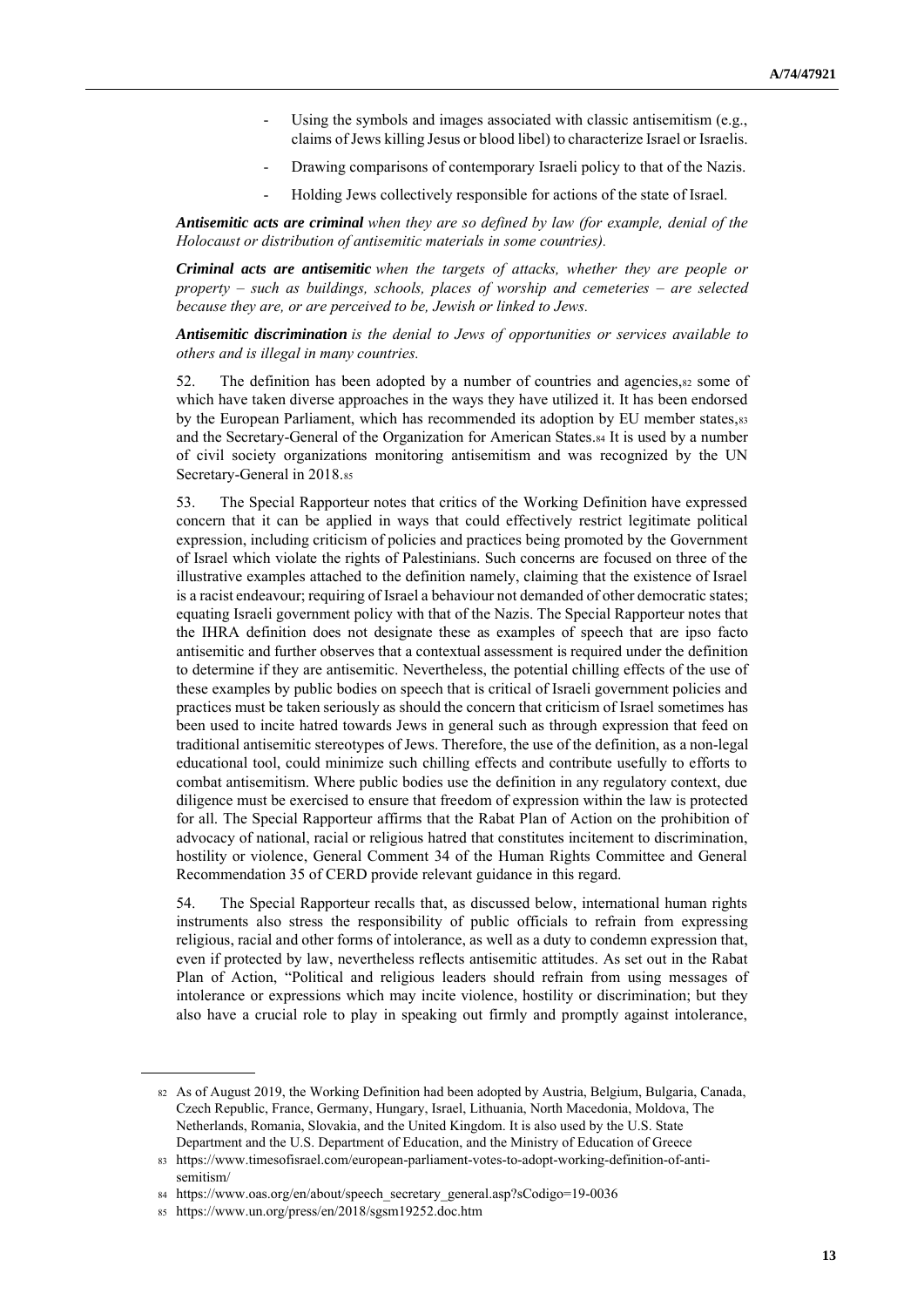- Using the symbols and images associated with classic antisemitism (e.g., claims of Jews killing Jesus or blood libel) to characterize Israel or Israelis.
- Drawing comparisons of contemporary Israeli policy to that of the Nazis.
- Holding Jews collectively responsible for actions of the state of Israel.

***Antisemitic acts are criminal*** *when they are so defined by law (for example, denial of the Holocaust or distribution of antisemitic materials in some countries).*

***Criminal acts are antisemitic*** *when the targets of attacks, whether they are people or property – such as buildings, schools, places of worship and cemeteries – are selected because they are, or are perceived to be, Jewish or linked to Jews.*

***Antisemitic discrimination*** *is the denial to Jews of opportunities or services available to others and is illegal in many countries.*

52. The definition has been adopted by a number of countries and agencies,[82] some of which have taken diverse approaches in the ways they have utilized it. It has been endorsed by the European Parliament, which has recommended its adoption by EU member states,[83] and the Secretary-General of the Organization for American States.[84] It is used by a number of civil society organizations monitoring antisemitism and was recognized by the UN Secretary-General in 2018.[85]

53. The Special Rapporteur notes that critics of the Working Definition have expressed concern that it can be applied in ways that could effectively restrict legitimate political expression, including criticism of policies and practices being promoted by the Government of Israel which violate the rights of Palestinians. Such concerns are focused on three of the illustrative examples attached to the definition namely, claiming that the existence of Israel is a racist endeavour; requiring of Israel a behaviour not demanded of other democratic states; equating Israeli government policy with that of the Nazis. The Special Rapporteur notes that the IHRA definition does not designate these as examples of speech that are ipso facto antisemitic and further observes that a contextual assessment is required under the definition to determine if they are antisemitic. Nevertheless, the potential chilling effects of the use of these examples by public bodies on speech that is critical of Israeli government policies and practices must be taken seriously as should the concern that criticism of Israel sometimes has been used to incite hatred towards Jews in general such as through expression that feed on traditional antisemitic stereotypes of Jews. Therefore, the use of the definition, as a non-legal educational tool, could minimize such chilling effects and contribute usefully to efforts to combat antisemitism. Where public bodies use the definition in any regulatory context, due diligence must be exercised to ensure that freedom of expression within the law is protected for all. The Special Rapporteur affirms that the Rabat Plan of Action on the prohibition of advocacy of national, racial or religious hatred that constitutes incitement to discrimination, hostility or violence, General Comment 34 of the Human Rights Committee and General Recommendation 35 of CERD provide relevant guidance in this regard.

54. The Special Rapporteur recalls that, as discussed below, international human rights instruments also stress the responsibility of public officials to refrain from expressing religious, racial and other forms of intolerance, as well as a duty to condemn expression that, even if protected by law, nevertheless reflects antisemitic attitudes. As set out in the Rabat Plan of Action, "Political and religious leaders should refrain from using messages of intolerance or expressions which may incite violence, hostility or discrimination; but they also have a crucial role to play in speaking out firmly and promptly against intolerance,

---

[82] As of August 2019, the Working Definition had been adopted by Austria, Belgium, Bulgaria, Canada, Czech Republic, France, Germany, Hungary, Israel, Lithuania, North Macedonia, Moldova, The Netherlands, Romania, Slovakia, and the United Kingdom. It is also used by the U.S. State Department and the U.S. Department of Education, and the Ministry of Education of Greece

[83] https://www.timesofisrael.com/european-parliament-votes-to-adopt-working-definition-of-anti-semitism/

[84] https://www.oas.org/en/about/speech_secretary_general.asp?sCodigo=19-0036

[85] https://www.un.org/press/en/2018/sgsm19252.doc.htm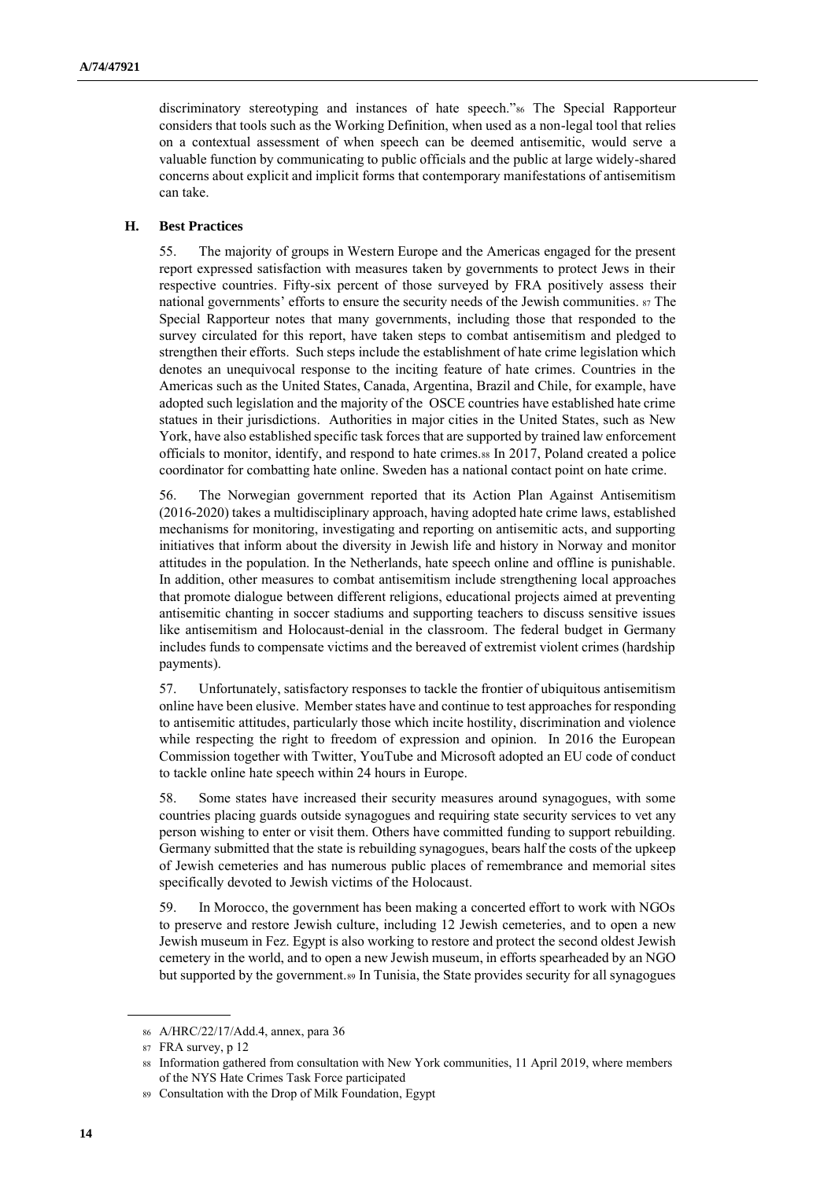discriminatory stereotyping and instances of hate speech."[86] The Special Rapporteur considers that tools such as the Working Definition, when used as a non-legal tool that relies on a contextual assessment of when speech can be deemed antisemitic, would serve a valuable function by communicating to public officials and the public at large widely-shared concerns about explicit and implicit forms that contemporary manifestations of antisemitism can take.

### H. Best Practices

55. The majority of groups in Western Europe and the Americas engaged for the present report expressed satisfaction with measures taken by governments to protect Jews in their respective countries. Fifty-six percent of those surveyed by FRA positively assess their national governments' efforts to ensure the security needs of the Jewish communities. [87] The Special Rapporteur notes that many governments, including those that responded to the survey circulated for this report, have taken steps to combat antisemitism and pledged to strengthen their efforts. Such steps include the establishment of hate crime legislation which denotes an unequivocal response to the inciting feature of hate crimes. Countries in the Americas such as the United States, Canada, Argentina, Brazil and Chile, for example, have adopted such legislation and the majority of the OSCE countries have established hate crime statues in their jurisdictions. Authorities in major cities in the United States, such as New York, have also established specific task forces that are supported by trained law enforcement officials to monitor, identify, and respond to hate crimes.[88] In 2017, Poland created a police coordinator for combatting hate online. Sweden has a national contact point on hate crime.

56. The Norwegian government reported that its Action Plan Against Antisemitism (2016-2020) takes a multidisciplinary approach, having adopted hate crime laws, established mechanisms for monitoring, investigating and reporting on antisemitic acts, and supporting initiatives that inform about the diversity in Jewish life and history in Norway and monitor attitudes in the population. In the Netherlands, hate speech online and offline is punishable. In addition, other measures to combat antisemitism include strengthening local approaches that promote dialogue between different religions, educational projects aimed at preventing antisemitic chanting in soccer stadiums and supporting teachers to discuss sensitive issues like antisemitism and Holocaust-denial in the classroom. The federal budget in Germany includes funds to compensate victims and the bereaved of extremist violent crimes (hardship payments).

57. Unfortunately, satisfactory responses to tackle the frontier of ubiquitous antisemitism online have been elusive. Member states have and continue to test approaches for responding to antisemitic attitudes, particularly those which incite hostility, discrimination and violence while respecting the right to freedom of expression and opinion. In 2016 the European Commission together with Twitter, YouTube and Microsoft adopted an EU code of conduct to tackle online hate speech within 24 hours in Europe.

58. Some states have increased their security measures around synagogues, with some countries placing guards outside synagogues and requiring state security services to vet any person wishing to enter or visit them. Others have committed funding to support rebuilding. Germany submitted that the state is rebuilding synagogues, bears half the costs of the upkeep of Jewish cemeteries and has numerous public places of remembrance and memorial sites specifically devoted to Jewish victims of the Holocaust.

59. In Morocco, the government has been making a concerted effort to work with NGOs to preserve and restore Jewish culture, including 12 Jewish cemeteries, and to open a new Jewish museum in Fez. Egypt is also working to restore and protect the second oldest Jewish cemetery in the world, and to open a new Jewish museum, in efforts spearheaded by an NGO but supported by the government.[89] In Tunisia, the State provides security for all synagogues

---

[86] A/HRC/22/17/Add.4, annex, para 36

[87] FRA survey, p 12

[88] Information gathered from consultation with New York communities, 11 April 2019, where members of the NYS Hate Crimes Task Force participated

[89] Consultation with the Drop of Milk Foundation, Egypt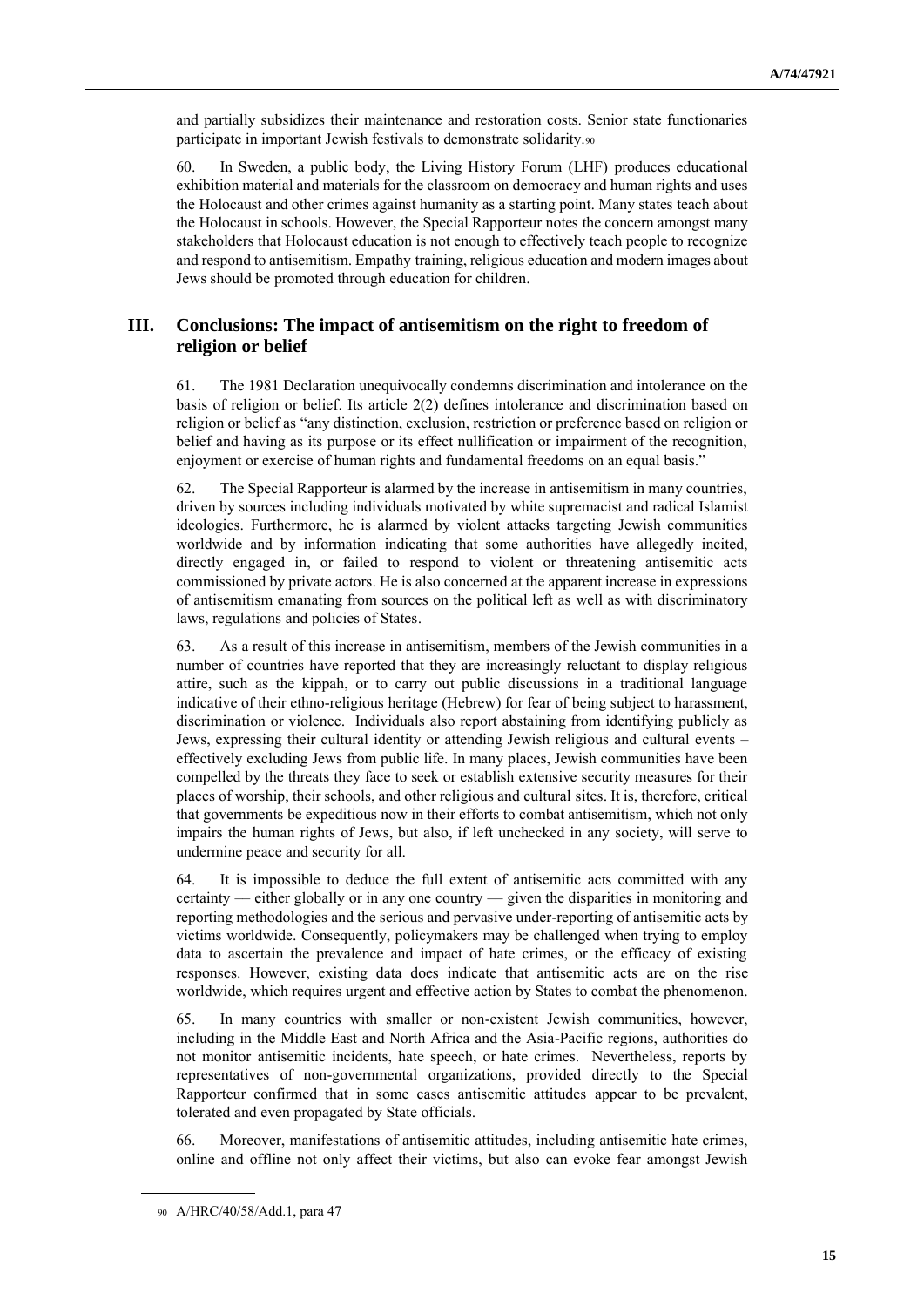and partially subsidizes their maintenance and restoration costs. Senior state functionaries participate in important Jewish festivals to demonstrate solidarity.[90]

60. In Sweden, a public body, the Living History Forum (LHF) produces educational exhibition material and materials for the classroom on democracy and human rights and uses the Holocaust and other crimes against humanity as a starting point. Many states teach about the Holocaust in schools. However, the Special Rapporteur notes the concern amongst many stakeholders that Holocaust education is not enough to effectively teach people to recognize and respond to antisemitism. Empathy training, religious education and modern images about Jews should be promoted through education for children.

## III. Conclusions: The impact of antisemitism on the right to freedom of religion or belief

61. The 1981 Declaration unequivocally condemns discrimination and intolerance on the basis of religion or belief. Its article 2(2) defines intolerance and discrimination based on religion or belief as "any distinction, exclusion, restriction or preference based on religion or belief and having as its purpose or its effect nullification or impairment of the recognition, enjoyment or exercise of human rights and fundamental freedoms on an equal basis."

62. The Special Rapporteur is alarmed by the increase in antisemitism in many countries, driven by sources including individuals motivated by white supremacist and radical Islamist ideologies. Furthermore, he is alarmed by violent attacks targeting Jewish communities worldwide and by information indicating that some authorities have allegedly incited, directly engaged in, or failed to respond to violent or threatening antisemitic acts commissioned by private actors. He is also concerned at the apparent increase in expressions of antisemitism emanating from sources on the political left as well as with discriminatory laws, regulations and policies of States.

63. As a result of this increase in antisemitism, members of the Jewish communities in a number of countries have reported that they are increasingly reluctant to display religious attire, such as the kippah, or to carry out public discussions in a traditional language indicative of their ethno-religious heritage (Hebrew) for fear of being subject to harassment, discrimination or violence. Individuals also report abstaining from identifying publicly as Jews, expressing their cultural identity or attending Jewish religious and cultural events – effectively excluding Jews from public life. In many places, Jewish communities have been compelled by the threats they face to seek or establish extensive security measures for their places of worship, their schools, and other religious and cultural sites. It is, therefore, critical that governments be expeditious now in their efforts to combat antisemitism, which not only impairs the human rights of Jews, but also, if left unchecked in any society, will serve to undermine peace and security for all.

64. It is impossible to deduce the full extent of antisemitic acts committed with any certainty — either globally or in any one country — given the disparities in monitoring and reporting methodologies and the serious and pervasive under-reporting of antisemitic acts by victims worldwide. Consequently, policymakers may be challenged when trying to employ data to ascertain the prevalence and impact of hate crimes, or the efficacy of existing responses. However, existing data does indicate that antisemitic acts are on the rise worldwide, which requires urgent and effective action by States to combat the phenomenon.

65. In many countries with smaller or non-existent Jewish communities, however, including in the Middle East and North Africa and the Asia-Pacific regions, authorities do not monitor antisemitic incidents, hate speech, or hate crimes. Nevertheless, reports by representatives of non-governmental organizations, provided directly to the Special Rapporteur confirmed that in some cases antisemitic attitudes appear to be prevalent, tolerated and even propagated by State officials.

66. Moreover, manifestations of antisemitic attitudes, including antisemitic hate crimes, online and offline not only affect their victims, but also can evoke fear amongst Jewish

[90] A/HRC/40/58/Add.1, para 47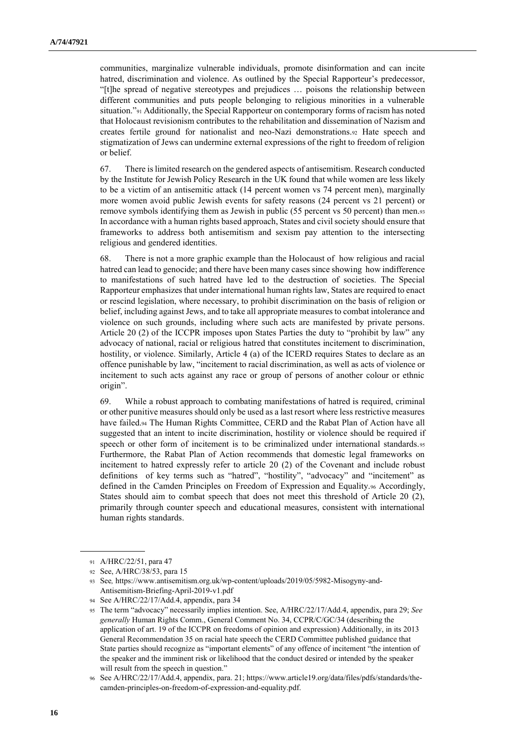communities, marginalize vulnerable individuals, promote disinformation and can incite hatred, discrimination and violence. As outlined by the Special Rapporteur's predecessor, "[t]he spread of negative stereotypes and prejudices … poisons the relationship between different communities and puts people belonging to religious minorities in a vulnerable situation."[91] Additionally, the Special Rapporteur on contemporary forms of racism has noted that Holocaust revisionism contributes to the rehabilitation and dissemination of Nazism and creates fertile ground for nationalist and neo-Nazi demonstrations.[92] Hate speech and stigmatization of Jews can undermine external expressions of the right to freedom of religion or belief.

67. There is limited research on the gendered aspects of antisemitism. Research conducted by the Institute for Jewish Policy Research in the UK found that while women are less likely to be a victim of an antisemitic attack (14 percent women vs 74 percent men), marginally more women avoid public Jewish events for safety reasons (24 percent vs 21 percent) or remove symbols identifying them as Jewish in public (55 percent vs 50 percent) than men.[93] In accordance with a human rights based approach, States and civil society should ensure that frameworks to address both antisemitism and sexism pay attention to the intersecting religious and gendered identities.

68. There is not a more graphic example than the Holocaust of how religious and racial hatred can lead to genocide; and there have been many cases since showing how indifference to manifestations of such hatred have led to the destruction of societies. The Special Rapporteur emphasizes that under international human rights law, States are required to enact or rescind legislation, where necessary, to prohibit discrimination on the basis of religion or belief, including against Jews, and to take all appropriate measures to combat intolerance and violence on such grounds, including where such acts are manifested by private persons. Article 20 (2) of the ICCPR imposes upon States Parties the duty to "prohibit by law" any advocacy of national, racial or religious hatred that constitutes incitement to discrimination, hostility, or violence. Similarly, Article 4 (a) of the ICERD requires States to declare as an offence punishable by law, "incitement to racial discrimination, as well as acts of violence or incitement to such acts against any race or group of persons of another colour or ethnic origin".

69. While a robust approach to combating manifestations of hatred is required, criminal or other punitive measures should only be used as a last resort where less restrictive measures have failed.[94] The Human Rights Committee, CERD and the Rabat Plan of Action have all suggested that an intent to incite discrimination, hostility or violence should be required if speech or other form of incitement is to be criminalized under international standards.[95] Furthermore, the Rabat Plan of Action recommends that domestic legal frameworks on incitement to hatred expressly refer to article 20 (2) of the Covenant and include robust definitions of key terms such as "hatred", "hostility", "advocacy" and "incitement" as defined in the Camden Principles on Freedom of Expression and Equality.[96] Accordingly, States should aim to combat speech that does not meet this threshold of Article 20 (2), primarily through counter speech and educational measures, consistent with international human rights standards.

---

[91] A/HRC/22/51, para 47

[92] See, A/HRC/38/53, para 15

[93] See*,* https://www.antisemitism.org.uk/wp-content/uploads/2019/05/5982-Misogyny-and-Antisemitism-Briefing-April-2019-v1.pdf

[94] See A/HRC/22/17/Add.4, appendix, para 34

[95] The term "advocacy" necessarily implies intention. See, A/HRC/22/17/Add.4, appendix, para 29; *See generally* Human Rights Comm., General Comment No. 34, CCPR/C/GC/34 (describing the application of art. 19 of the ICCPR on freedoms of opinion and expression) Additionally, in its 2013 General Recommendation 35 on racial hate speech the CERD Committee published guidance that State parties should recognize as "important elements" of any offence of incitement "the intention of the speaker and the imminent risk or likelihood that the conduct desired or intended by the speaker will result from the speech in question."

[96] See A/HRC/22/17/Add.4, appendix, para. 21; https://www.article19.org/data/files/pdfs/standards/the-camden-principles-on-freedom-of-expression-and-equality.pdf.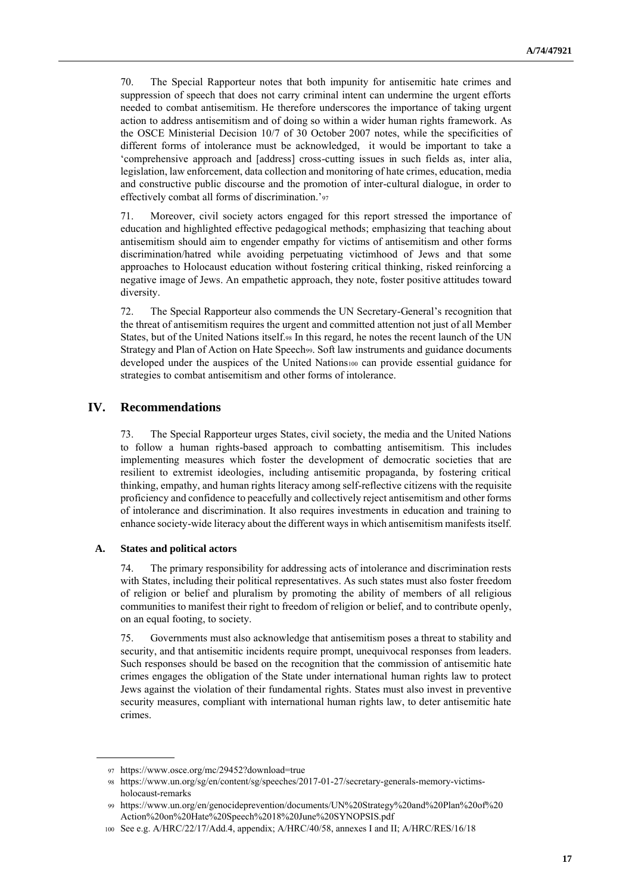70. The Special Rapporteur notes that both impunity for antisemitic hate crimes and suppression of speech that does not carry criminal intent can undermine the urgent efforts needed to combat antisemitism. He therefore underscores the importance of taking urgent action to address antisemitism and of doing so within a wider human rights framework. As the OSCE Ministerial Decision 10/7 of 30 October 2007 notes, while the specificities of different forms of intolerance must be acknowledged, it would be important to take a 'comprehensive approach and [address] cross-cutting issues in such fields as, inter alia, legislation, law enforcement, data collection and monitoring of hate crimes, education, media and constructive public discourse and the promotion of inter-cultural dialogue, in order to effectively combat all forms of discrimination.'[97]

71. Moreover, civil society actors engaged for this report stressed the importance of education and highlighted effective pedagogical methods; emphasizing that teaching about antisemitism should aim to engender empathy for victims of antisemitism and other forms discrimination/hatred while avoiding perpetuating victimhood of Jews and that some approaches to Holocaust education without fostering critical thinking, risked reinforcing a negative image of Jews. An empathetic approach, they note, foster positive attitudes toward diversity.

72. The Special Rapporteur also commends the UN Secretary-General's recognition that the threat of antisemitism requires the urgent and committed attention not just of all Member States, but of the United Nations itself.[98] In this regard, he notes the recent launch of the UN Strategy and Plan of Action on Hate Speech[99]. Soft law instruments and guidance documents developed under the auspices of the United Nations[100] can provide essential guidance for strategies to combat antisemitism and other forms of intolerance.

## IV. Recommendations

73. The Special Rapporteur urges States, civil society, the media and the United Nations to follow a human rights-based approach to combatting antisemitism. This includes implementing measures which foster the development of democratic societies that are resilient to extremist ideologies, including antisemitic propaganda, by fostering critical thinking, empathy, and human rights literacy among self-reflective citizens with the requisite proficiency and confidence to peacefully and collectively reject antisemitism and other forms of intolerance and discrimination. It also requires investments in education and training to enhance society-wide literacy about the different ways in which antisemitism manifests itself.

### A. States and political actors

74. The primary responsibility for addressing acts of intolerance and discrimination rests with States, including their political representatives. As such states must also foster freedom of religion or belief and pluralism by promoting the ability of members of all religious communities to manifest their right to freedom of religion or belief, and to contribute openly, on an equal footing, to society.

75. Governments must also acknowledge that antisemitism poses a threat to stability and security, and that antisemitic incidents require prompt, unequivocal responses from leaders. Such responses should be based on the recognition that the commission of antisemitic hate crimes engages the obligation of the State under international human rights law to protect Jews against the violation of their fundamental rights. States must also invest in preventive security measures, compliant with international human rights law, to deter antisemitic hate crimes.

---

[97] https://www.osce.org/mc/29452?download=true

[98] https://www.un.org/sg/en/content/sg/speeches/2017-01-27/secretary-generals-memory-victims-holocaust-remarks

[99] https://www.un.org/en/genocideprevention/documents/UN%20Strategy%20and%20Plan%20of%20Action%20on%20Hate%20Speech%2018%20June%20SYNOPSIS.pdf

[100] See e.g. A/HRC/22/17/Add.4, appendix; A/HRC/40/58, annexes I and II; A/HRC/RES/16/18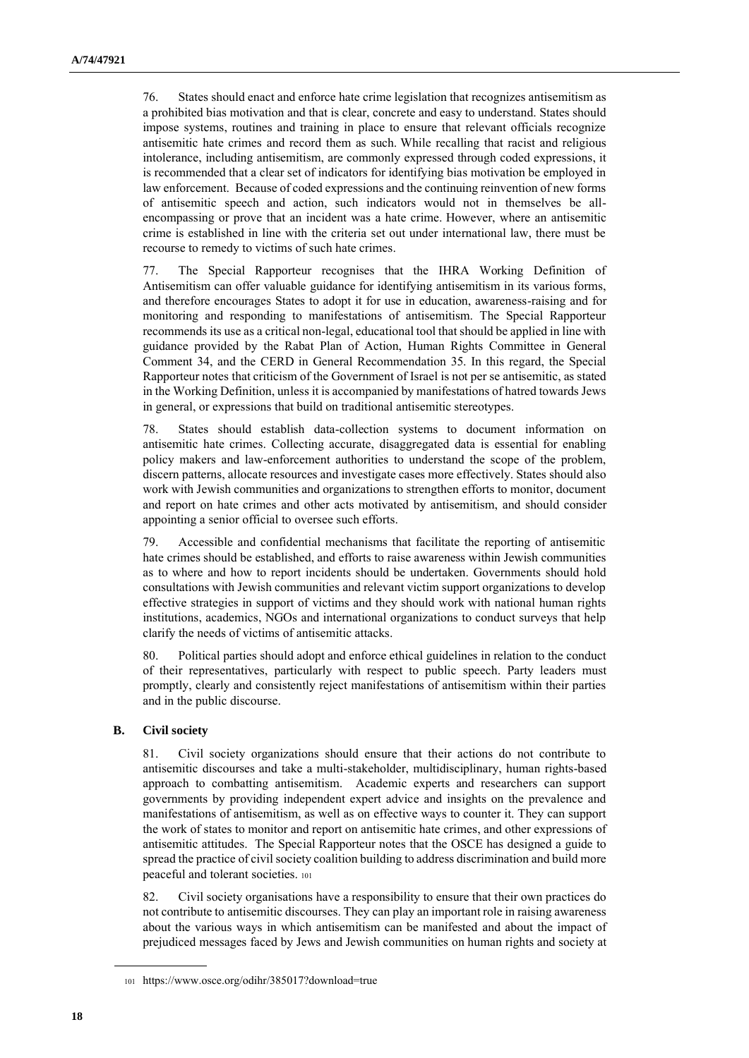76. States should enact and enforce hate crime legislation that recognizes antisemitism as a prohibited bias motivation and that is clear, concrete and easy to understand. States should impose systems, routines and training in place to ensure that relevant officials recognize antisemitic hate crimes and record them as such. While recalling that racist and religious intolerance, including antisemitism, are commonly expressed through coded expressions, it is recommended that a clear set of indicators for identifying bias motivation be employed in law enforcement. Because of coded expressions and the continuing reinvention of new forms of antisemitic speech and action, such indicators would not in themselves be all-encompassing or prove that an incident was a hate crime. However, where an antisemitic crime is established in line with the criteria set out under international law, there must be recourse to remedy to victims of such hate crimes.

77. The Special Rapporteur recognises that the IHRA Working Definition of Antisemitism can offer valuable guidance for identifying antisemitism in its various forms, and therefore encourages States to adopt it for use in education, awareness-raising and for monitoring and responding to manifestations of antisemitism. The Special Rapporteur recommends its use as a critical non-legal, educational tool that should be applied in line with guidance provided by the Rabat Plan of Action, Human Rights Committee in General Comment 34, and the CERD in General Recommendation 35. In this regard, the Special Rapporteur notes that criticism of the Government of Israel is not per se antisemitic, as stated in the Working Definition, unless it is accompanied by manifestations of hatred towards Jews in general, or expressions that build on traditional antisemitic stereotypes.

78. States should establish data-collection systems to document information on antisemitic hate crimes. Collecting accurate, disaggregated data is essential for enabling policy makers and law-enforcement authorities to understand the scope of the problem, discern patterns, allocate resources and investigate cases more effectively. States should also work with Jewish communities and organizations to strengthen efforts to monitor, document and report on hate crimes and other acts motivated by antisemitism, and should consider appointing a senior official to oversee such efforts.

79. Accessible and confidential mechanisms that facilitate the reporting of antisemitic hate crimes should be established, and efforts to raise awareness within Jewish communities as to where and how to report incidents should be undertaken. Governments should hold consultations with Jewish communities and relevant victim support organizations to develop effective strategies in support of victims and they should work with national human rights institutions, academics, NGOs and international organizations to conduct surveys that help clarify the needs of victims of antisemitic attacks.

80. Political parties should adopt and enforce ethical guidelines in relation to the conduct of their representatives, particularly with respect to public speech. Party leaders must promptly, clearly and consistently reject manifestations of antisemitism within their parties and in the public discourse.

## B. Civil society

81. Civil society organizations should ensure that their actions do not contribute to antisemitic discourses and take a multi-stakeholder, multidisciplinary, human rights-based approach to combatting antisemitism. Academic experts and researchers can support governments by providing independent expert advice and insights on the prevalence and manifestations of antisemitism, as well as on effective ways to counter it. They can support the work of states to monitor and report on antisemitic hate crimes, and other expressions of antisemitic attitudes. The Special Rapporteur notes that the OSCE has designed a guide to spread the practice of civil society coalition building to address discrimination and build more peaceful and tolerant societies. [101]

82. Civil society organisations have a responsibility to ensure that their own practices do not contribute to antisemitic discourses. They can play an important role in raising awareness about the various ways in which antisemitism can be manifested and about the impact of prejudiced messages faced by Jews and Jewish communities on human rights and society at

[101] https://www.osce.org/odihr/385017?download=true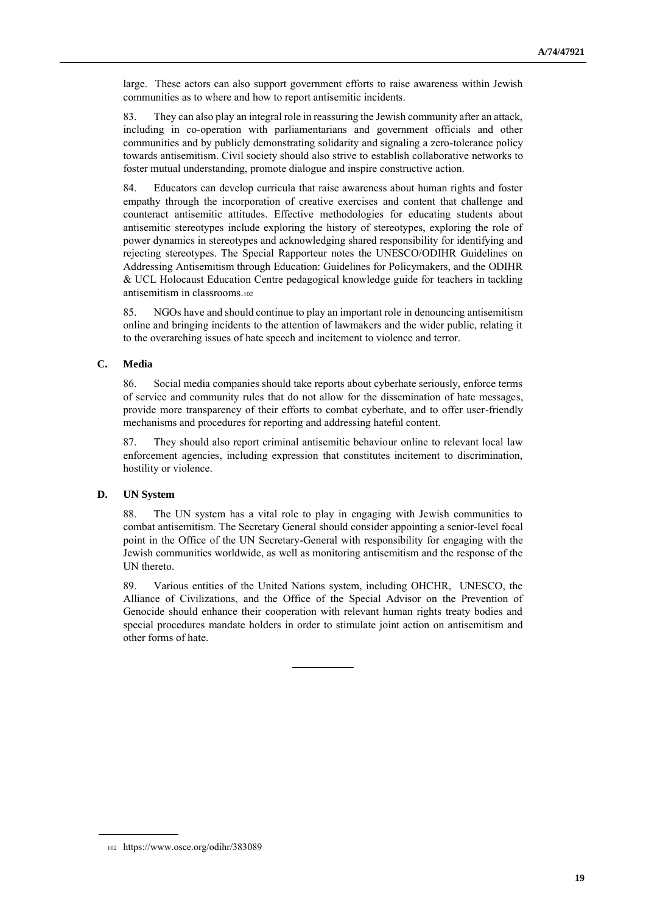large. These actors can also support government efforts to raise awareness within Jewish communities as to where and how to report antisemitic incidents.

83. They can also play an integral role in reassuring the Jewish community after an attack, including in co-operation with parliamentarians and government officials and other communities and by publicly demonstrating solidarity and signaling a zero-tolerance policy towards antisemitism. Civil society should also strive to establish collaborative networks to foster mutual understanding, promote dialogue and inspire constructive action.

84. Educators can develop curricula that raise awareness about human rights and foster empathy through the incorporation of creative exercises and content that challenge and counteract antisemitic attitudes. Effective methodologies for educating students about antisemitic stereotypes include exploring the history of stereotypes, exploring the role of power dynamics in stereotypes and acknowledging shared responsibility for identifying and rejecting stereotypes. The Special Rapporteur notes the UNESCO/ODIHR Guidelines on Addressing Antisemitism through Education: Guidelines for Policymakers, and the ODIHR & UCL Holocaust Education Centre pedagogical knowledge guide for teachers in tackling antisemitism in classrooms.[102]

85. NGOs have and should continue to play an important role in denouncing antisemitism online and bringing incidents to the attention of lawmakers and the wider public, relating it to the overarching issues of hate speech and incitement to violence and terror.

## C. Media

86. Social media companies should take reports about cyberhate seriously, enforce terms of service and community rules that do not allow for the dissemination of hate messages, provide more transparency of their efforts to combat cyberhate, and to offer user-friendly mechanisms and procedures for reporting and addressing hateful content.

87. They should also report criminal antisemitic behaviour online to relevant local law enforcement agencies, including expression that constitutes incitement to discrimination, hostility or violence.

## D. UN System

88. The UN system has a vital role to play in engaging with Jewish communities to combat antisemitism. The Secretary General should consider appointing a senior-level focal point in the Office of the UN Secretary-General with responsibility for engaging with the Jewish communities worldwide, as well as monitoring antisemitism and the response of the UN thereto.

89. Various entities of the United Nations system, including OHCHR, UNESCO, the Alliance of Civilizations, and the Office of the Special Advisor on the Prevention of Genocide should enhance their cooperation with relevant human rights treaty bodies and special procedures mandate holders in order to stimulate joint action on antisemitism and other forms of hate.

---

[102] https://www.osce.org/odihr/383089